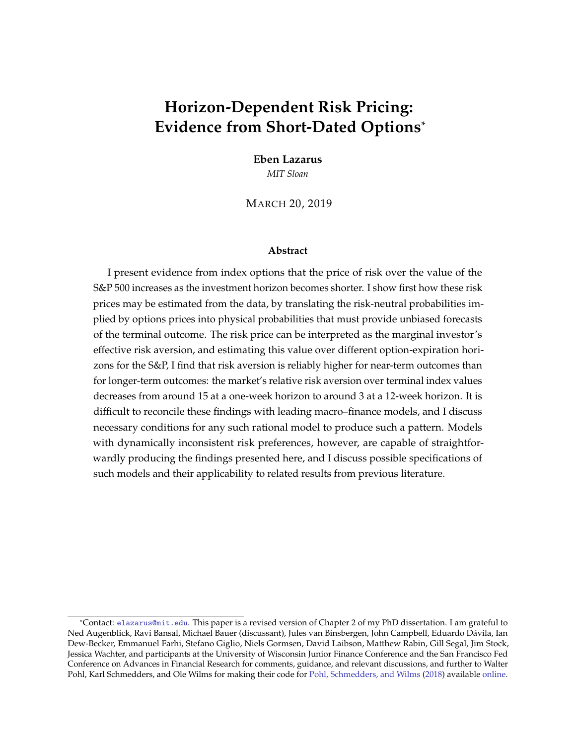# Horizon-Dependent Risk Pricing: Evidence from Short-Dated Options[*]

**Eben Lazarus**

*MIT Sloan*

MARCH 20, 2019

### Abstract

I present evidence from index options that the price of risk over the value of the S&P 500 increases as the investment horizon becomes shorter. I show first how these risk prices may be estimated from the data, by translating the risk-neutral probabilities implied by options prices into physical probabilities that must provide unbiased forecasts of the terminal outcome. The risk price can be interpreted as the marginal investor's effective risk aversion, and estimating this value over different option-expiration horizons for the S&P, I find that risk aversion is reliably higher for near-term outcomes than for longer-term outcomes: the market's relative risk aversion over terminal index values decreases from around 15 at a one-week horizon to around 3 at a 12-week horizon. It is difficult to reconcile these findings with leading macro–finance models, and I discuss necessary conditions for any such rational model to produce such a pattern. Models with dynamically inconsistent risk preferences, however, are capable of straightforwardly producing the findings presented here, and I discuss possible specifications of such models and their applicability to related results from previous literature.

---

[*]Contact: elazarus@mit.edu. This paper is a revised version of Chapter 2 of my PhD dissertation. I am grateful to Ned Augenblick, Ravi Bansal, Michael Bauer (discussant), Jules van Binsbergen, John Campbell, Eduardo Dávila, Ian Dew-Becker, Emmanuel Farhi, Stefano Giglio, Niels Gormsen, David Laibson, Matthew Rabin, Gill Segal, Jim Stock, Jessica Wachter, and participants at the University of Wisconsin Junior Finance Conference and the San Francisco Fed Conference on Advances in Financial Research for comments, guidance, and relevant discussions, and further to Walter Pohl, Karl Schmedders, and Ole Wilms for making their code for Pohl, Schmedders, and Wilms (2018) available online.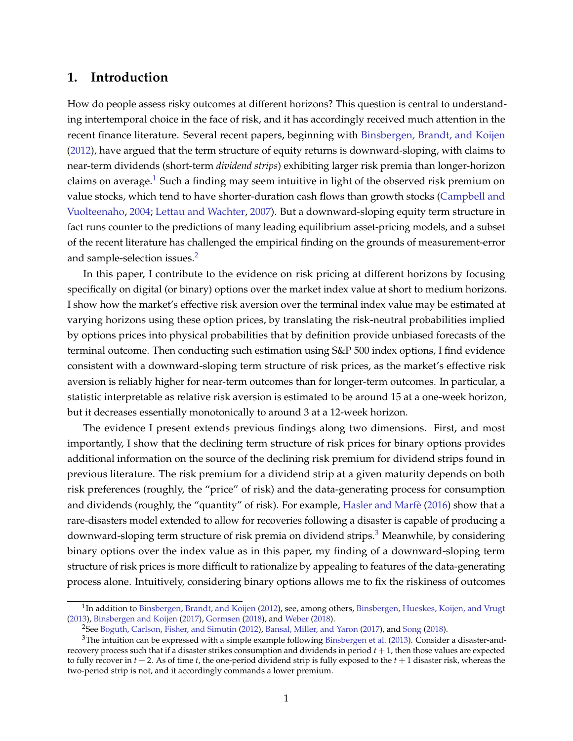# 1. Introduction

How do people assess risky outcomes at different horizons? This question is central to understanding intertemporal choice in the face of risk, and it has accordingly received much attention in the recent finance literature. Several recent papers, beginning with Binsbergen, Brandt, and Koijen (2012), have argued that the term structure of equity returns is downward-sloping, with claims to near-term dividends (short-term *dividend strips*) exhibiting larger risk premia than longer-horizon claims on average.[1] Such a finding may seem intuitive in light of the observed risk premium on value stocks, which tend to have shorter-duration cash flows than growth stocks (Campbell and Vuolteenaho, 2004; Lettau and Wachter, 2007). But a downward-sloping equity term structure in fact runs counter to the predictions of many leading equilibrium asset-pricing models, and a subset of the recent literature has challenged the empirical finding on the grounds of measurement-error and sample-selection issues.[2]

In this paper, I contribute to the evidence on risk pricing at different horizons by focusing specifically on digital (or binary) options over the market index value at short to medium horizons. I show how the market's effective risk aversion over the terminal index value may be estimated at varying horizons using these option prices, by translating the risk-neutral probabilities implied by options prices into physical probabilities that by definition provide unbiased forecasts of the terminal outcome. Then conducting such estimation using S&P 500 index options, I find evidence consistent with a downward-sloping term structure of risk prices, as the market's effective risk aversion is reliably higher for near-term outcomes than for longer-term outcomes. In particular, a statistic interpretable as relative risk aversion is estimated to be around 15 at a one-week horizon, but it decreases essentially monotonically to around 3 at a 12-week horizon.

The evidence I present extends previous findings along two dimensions. First, and most importantly, I show that the declining term structure of risk prices for binary options provides additional information on the source of the declining risk premium for dividend strips found in previous literature. The risk premium for a dividend strip at a given maturity depends on both risk preferences (roughly, the "price" of risk) and the data-generating process for consumption and dividends (roughly, the "quantity" of risk). For example, Hasler and Marfè (2016) show that a rare-disasters model extended to allow for recoveries following a disaster is capable of producing a downward-sloping term structure of risk premia on dividend strips.[3] Meanwhile, by considering binary options over the index value as in this paper, my finding of a downward-sloping term structure of risk prices is more difficult to rationalize by appealing to features of the data-generating process alone. Intuitively, considering binary options allows me to fix the riskiness of outcomes

[1] In addition to Binsbergen, Brandt, and Koijen (2012), see, among others, Binsbergen, Hueskes, Koijen, and Vrugt (2013), Binsbergen and Koijen (2017), Gormsen (2018), and Weber (2018).

[2] See Boguth, Carlson, Fisher, and Simutin (2012), Bansal, Miller, and Yaron (2017), and Song (2018).

[3] The intuition can be expressed with a simple example following Binsbergen et al. (2013). Consider a disaster-and-recovery process such that if a disaster strikes consumption and dividends in period $t+1$, then those values are expected to fully recover in $t+2$. As of time $t$, the one-period dividend strip is fully exposed to the $t+1$ disaster risk, whereas the two-period strip is not, and it accordingly commands a lower premium.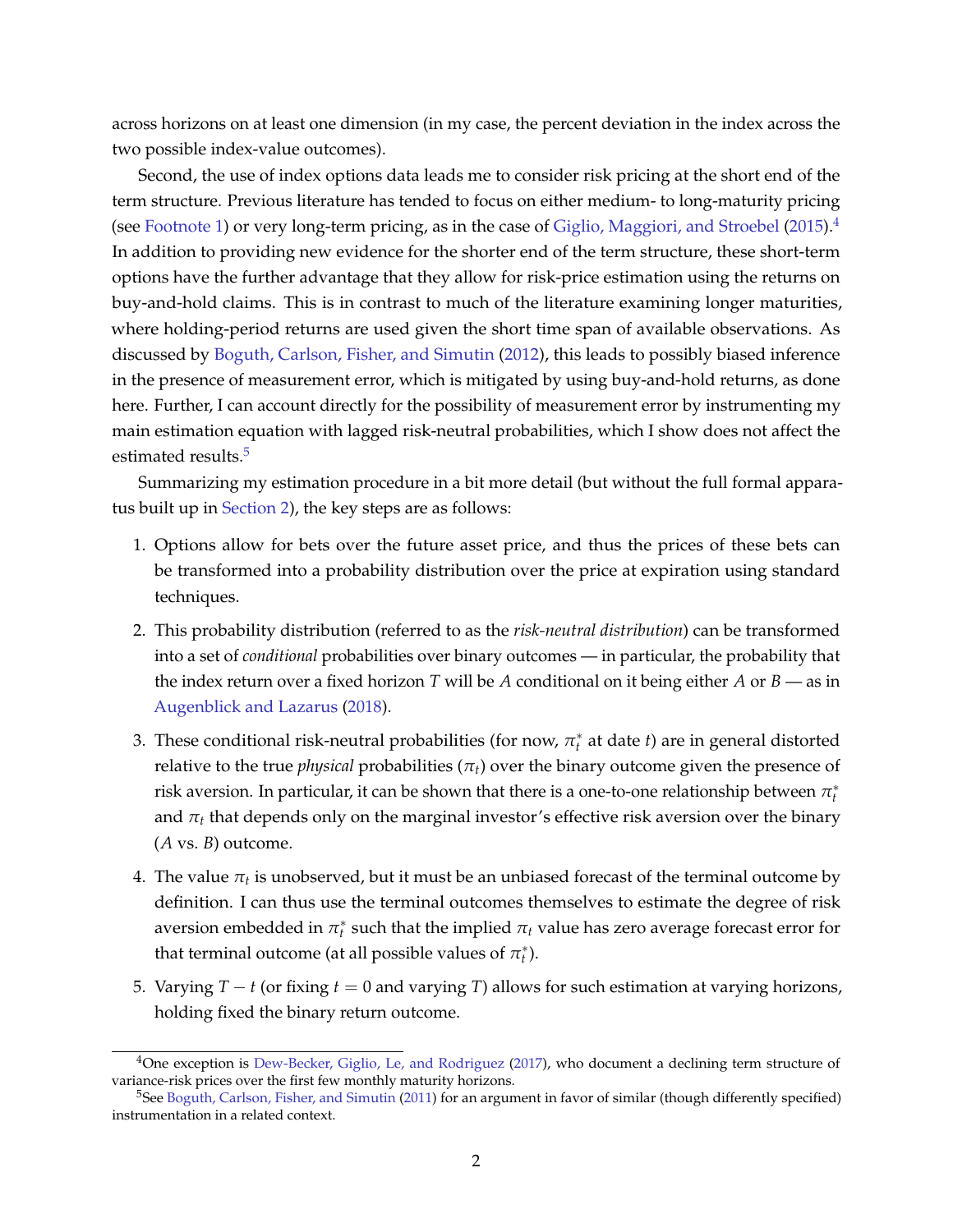across horizons on at least one dimension (in my case, the percent deviation in the index across the two possible index-value outcomes).

Second, the use of index options data leads me to consider risk pricing at the short end of the term structure. Previous literature has tended to focus on either medium- to long-maturity pricing (see Footnote 1) or very long-term pricing, as in the case of Giglio, Maggiori, and Stroebel (2015).[4] In addition to providing new evidence for the shorter end of the term structure, these short-term options have the further advantage that they allow for risk-price estimation using the returns on buy-and-hold claims. This is in contrast to much of the literature examining longer maturities, where holding-period returns are used given the short time span of available observations. As discussed by Boguth, Carlson, Fisher, and Simutin (2012), this leads to possibly biased inference in the presence of measurement error, which is mitigated by using buy-and-hold returns, as done here. Further, I can account directly for the possibility of measurement error by instrumenting my main estimation equation with lagged risk-neutral probabilities, which I show does not affect the estimated results.[5]

Summarizing my estimation procedure in a bit more detail (but without the full formal apparatus built up in Section 2), the key steps are as follows:

1. Options allow for bets over the future asset price, and thus the prices of these bets can be transformed into a probability distribution over the price at expiration using standard techniques.
2. This probability distribution (referred to as the *risk-neutral distribution*) can be transformed into a set of *conditional* probabilities over binary outcomes — in particular, the probability that the index return over a fixed horizon $T$ will be $A$ conditional on it being either $A$ or $B$ — as in Augenblick and Lazarus (2018).
3. These conditional risk-neutral probabilities (for now, $\pi_t^*$ at date $t$) are in general distorted relative to the true *physical* probabilities ($\pi_t$) over the binary outcome given the presence of risk aversion. In particular, it can be shown that there is a one-to-one relationship between $\pi_t^*$ and $\pi_t$ that depends only on the marginal investor's effective risk aversion over the binary ($A$ vs. $B$) outcome.
4. The value $\pi_t$ is unobserved, but it must be an unbiased forecast of the terminal outcome by definition. I can thus use the terminal outcomes themselves to estimate the degree of risk aversion embedded in $\pi_t^*$ such that the implied $\pi_t$ value has zero average forecast error for that terminal outcome (at all possible values of $\pi_t^*$).
5. Varying $T - t$ (or fixing $t = 0$ and varying $T$) allows for such estimation at varying horizons, holding fixed the binary return outcome.

[4] One exception is Dew-Becker, Giglio, Le, and Rodriguez (2017), who document a declining term structure of variance-risk prices over the first few monthly maturity horizons.

[5] See Boguth, Carlson, Fisher, and Simutin (2011) for an argument in favor of similar (though differently specified) instrumentation in a related context.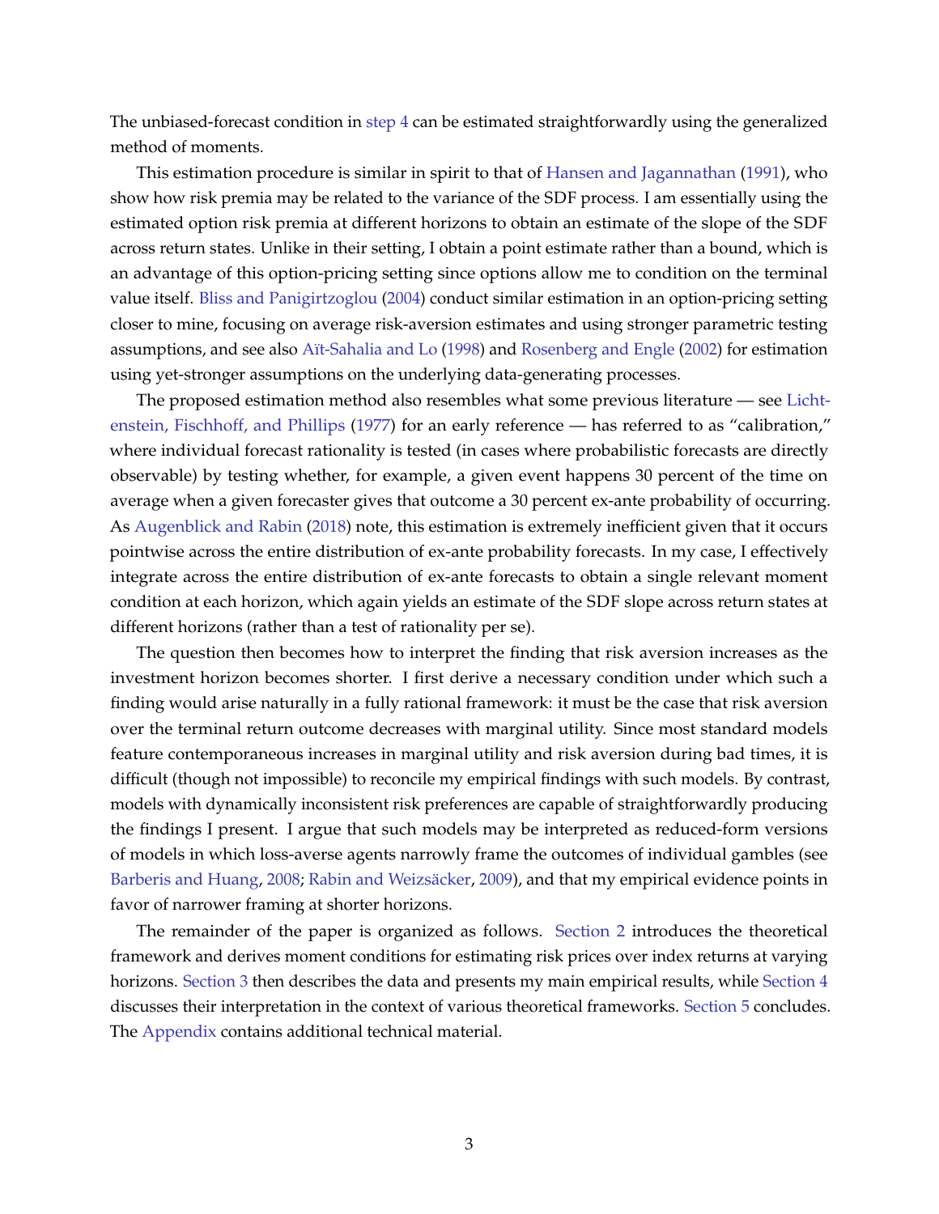The unbiased-forecast condition in step 4 can be estimated straightforwardly using the generalized method of moments.

This estimation procedure is similar in spirit to that of Hansen and Jagannathan (1991), who show how risk premia may be related to the variance of the SDF process. I am essentially using the estimated option risk premia at different horizons to obtain an estimate of the slope of the SDF across return states. Unlike in their setting, I obtain a point estimate rather than a bound, which is an advantage of this option-pricing setting since options allow me to condition on the terminal value itself. Bliss and Panigirtzoglou (2004) conduct similar estimation in an option-pricing setting closer to mine, focusing on average risk-aversion estimates and using stronger parametric testing assumptions, and see also Aït-Sahalia and Lo (1998) and Rosenberg and Engle (2002) for estimation using yet-stronger assumptions on the underlying data-generating processes.

The proposed estimation method also resembles what some previous literature — see Lichtenstein, Fischhoff, and Phillips (1977) for an early reference — has referred to as "calibration," where individual forecast rationality is tested (in cases where probabilistic forecasts are directly observable) by testing whether, for example, a given event happens 30 percent of the time on average when a given forecaster gives that outcome a 30 percent ex-ante probability of occurring. As Augenblick and Rabin (2018) note, this estimation is extremely inefficient given that it occurs pointwise across the entire distribution of ex-ante probability forecasts. In my case, I effectively integrate across the entire distribution of ex-ante forecasts to obtain a single relevant moment condition at each horizon, which again yields an estimate of the SDF slope across return states at different horizons (rather than a test of rationality per se).

The question then becomes how to interpret the finding that risk aversion increases as the investment horizon becomes shorter. I first derive a necessary condition under which such a finding would arise naturally in a fully rational framework: it must be the case that risk aversion over the terminal return outcome decreases with marginal utility. Since most standard models feature contemporaneous increases in marginal utility and risk aversion during bad times, it is difficult (though not impossible) to reconcile my empirical findings with such models. By contrast, models with dynamically inconsistent risk preferences are capable of straightforwardly producing the findings I present. I argue that such models may be interpreted as reduced-form versions of models in which loss-averse agents narrowly frame the outcomes of individual gambles (see Barberis and Huang, 2008; Rabin and Weizsäcker, 2009), and that my empirical evidence points in favor of narrower framing at shorter horizons.

The remainder of the paper is organized as follows. Section 2 introduces the theoretical framework and derives moment conditions for estimating risk prices over index returns at varying horizons. Section 3 then describes the data and presents my main empirical results, while Section 4 discusses their interpretation in the context of various theoretical frameworks. Section 5 concludes. The Appendix contains additional technical material.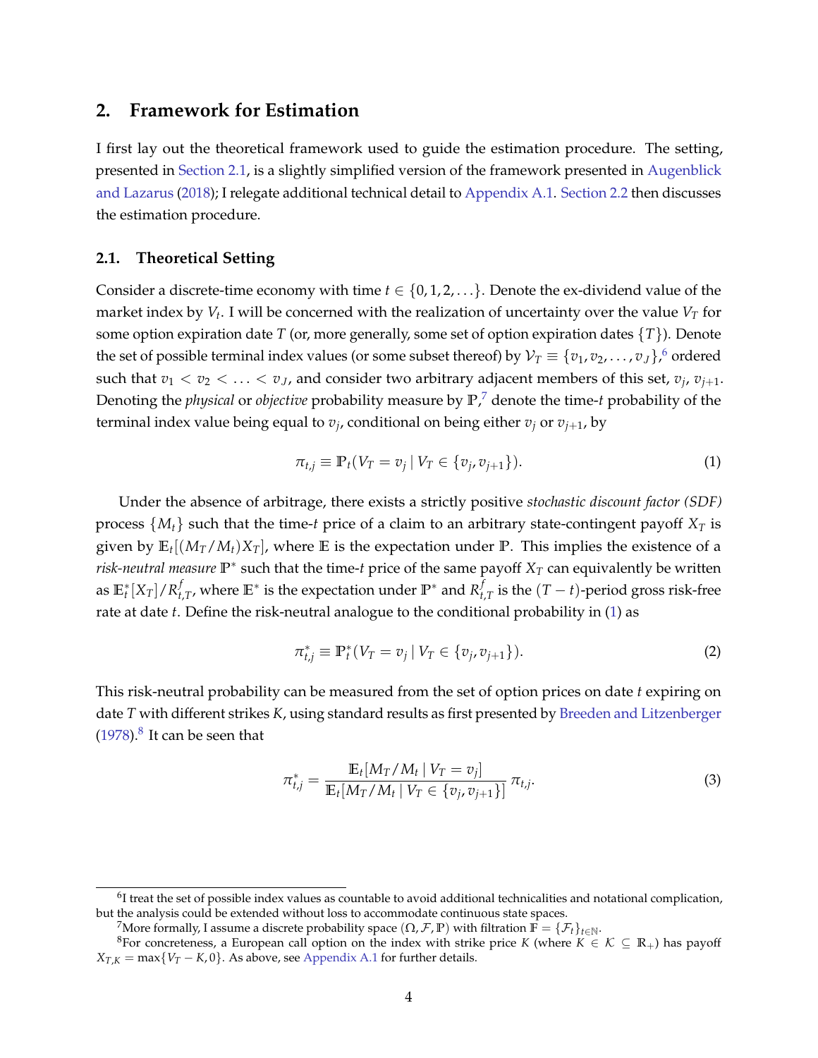## 2. Framework for Estimation

I first lay out the theoretical framework used to guide the estimation procedure. The setting, presented in Section 2.1, is a slightly simplified version of the framework presented in Augenblick and Lazarus (2018); I relegate additional technical detail to Appendix A.1. Section 2.2 then discusses the estimation procedure.

### 2.1. Theoretical Setting

Consider a discrete-time economy with time $t \in \{0, 1, 2, \ldots\}$. Denote the ex-dividend value of the market index by $V_t$. I will be concerned with the realization of uncertainty over the value $V_T$ for some option expiration date $T$ (or, more generally, some set of option expiration dates $\{T\}$). Denote the set of possible terminal index values (or some subset thereof) by $\mathcal{V}_T \equiv \{v_1, v_2, \ldots, v_J\}$,[6] ordered such that $v_1 < v_2 < \ldots < v_J$, and consider two arbitrary adjacent members of this set, $v_j$, $v_{j+1}$. Denoting the *physical* or *objective* probability measure by $\mathbb{P}$,[7] denote the time-$t$ probability of the terminal index value being equal to $v_j$, conditional on being either $v_j$ or $v_{j+1}$, by

$$\pi_{t,j} \equiv \mathbb{P}_t(V_T = v_j \mid V_T \in \{v_j, v_{j+1}\}). \tag{1}$$

Under the absence of arbitrage, there exists a strictly positive *stochastic discount factor (SDF)* process $\{M_t\}$ such that the time-$t$ price of a claim to an arbitrary state-contingent payoff $X_T$ is given by $\mathbb{E}_t[(M_T/M_t)X_T]$, where $\mathbb{E}$ is the expectation under $\mathbb{P}$. This implies the existence of a *risk-neutral measure* $\mathbb{P}^*$ such that the time-$t$ price of the same payoff $X_T$ can equivalently be written as $\mathbb{E}_t^*[X_T]/R^f_{t,T}$, where $\mathbb{E}^*$ is the expectation under $\mathbb{P}^*$ and $R^f_{t,T}$ is the $(T-t)$-period gross risk-free rate at date $t$. Define the risk-neutral analogue to the conditional probability in (1) as

$$\pi^*_{t,j} \equiv \mathbb{P}^*_t(V_T = v_j \mid V_T \in \{v_j, v_{j+1}\}). \tag{2}$$

This risk-neutral probability can be measured from the set of option prices on date $t$ expiring on date $T$ with different strikes $K$, using standard results as first presented by Breeden and Litzenberger (1978).[8] It can be seen that

$$\pi^*_{t,j} = \frac{\mathbb{E}_t[M_T/M_t \mid V_T = v_j]}{\mathbb{E}_t[M_T/M_t \mid V_T \in \{v_j, v_{j+1}\}]} \, \pi_{t,j}. \tag{3}$$

---

[6] I treat the set of possible index values as countable to avoid additional technicalities and notational complication, but the analysis could be extended without loss to accommodate continuous state spaces.

[7] More formally, I assume a discrete probability space $(\Omega, \mathcal{F}, \mathbb{P})$ with filtration $\mathbb{F} = \{\mathcal{F}_t\}_{t \in \mathbb{N}}$.

[8] For concreteness, a European call option on the index with strike price $K$ (where $K \in \mathcal{K} \subseteq \mathbb{R}_+$) has payoff $X_{T,K} = \max\{V_T - K, 0\}$. As above, see Appendix A.1 for further details.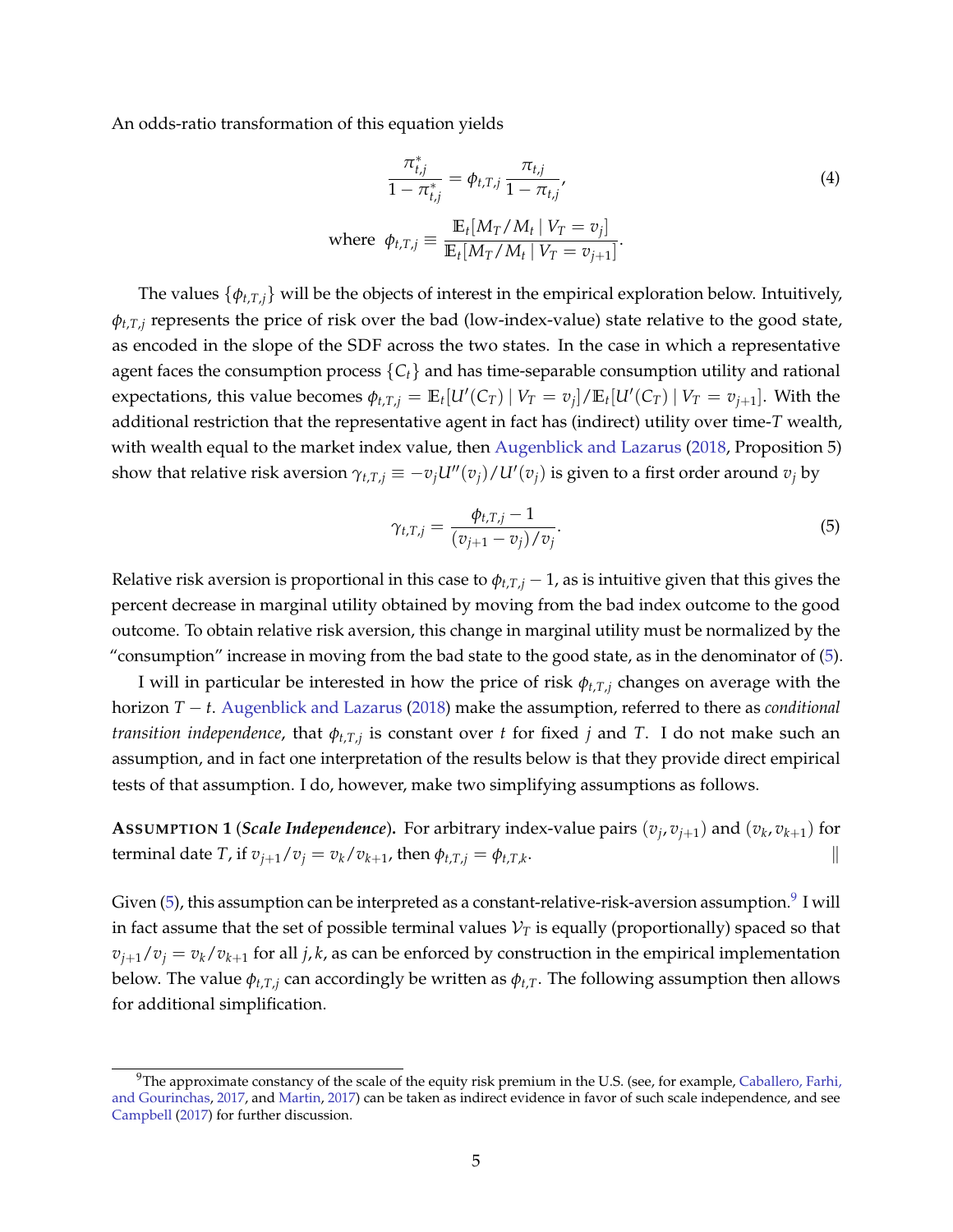An odds-ratio transformation of this equation yields

$$\frac{\pi^*_{t,j}}{1-\pi^*_{t,j}} = \phi_{t,T,j}\,\frac{\pi_{t,j}}{1-\pi_{t,j}}, \tag{4}$$

$$\text{where } \phi_{t,T,j} \equiv \frac{\mathbb{E}_t[M_T/M_t \mid V_T = v_j]}{\mathbb{E}_t[M_T/M_t \mid V_T = v_{j+1}]}.$$

The values $\{\phi_{t,T,j}\}$ will be the objects of interest in the empirical exploration below. Intuitively, $\phi_{t,T,j}$ represents the price of risk over the bad (low-index-value) state relative to the good state, as encoded in the slope of the SDF across the two states. In the case in which a representative agent faces the consumption process $\{C_t\}$ and has time-separable consumption utility and rational expectations, this value becomes $\phi_{t,T,j} = \mathbb{E}_t[U'(C_T) \mid V_T = v_j]/\mathbb{E}_t[U'(C_T) \mid V_T = v_{j+1}]$. With the additional restriction that the representative agent in fact has (indirect) utility over time-$T$ wealth, with wealth equal to the market index value, then Augenblick and Lazarus (2018, Proposition 5) show that relative risk aversion $\gamma_{t,T,j} \equiv -v_j U''(v_j)/U'(v_j)$ is given to a first order around $v_j$ by

$$\gamma_{t,T,j} = \frac{\phi_{t,T,j} - 1}{(v_{j+1} - v_j)/v_j}. \tag{5}$$

Relative risk aversion is proportional in this case to $\phi_{t,T,j} - 1$, as is intuitive given that this gives the percent decrease in marginal utility obtained by moving from the bad index outcome to the good outcome. To obtain relative risk aversion, this change in marginal utility must be normalized by the "consumption" increase in moving from the bad state to the good state, as in the denominator of (5).

I will in particular be interested in how the price of risk $\phi_{t,T,j}$ changes on average with the horizon $T - t$. Augenblick and Lazarus (2018) make the assumption, referred to there as *conditional transition independence*, that $\phi_{t,T,j}$ is constant over $t$ for fixed $j$ and $T$. I do not make such an assumption, and in fact one interpretation of the results below is that they provide direct empirical tests of that assumption. I do, however, make two simplifying assumptions as follows.

**Assumption 1** (***Scale Independence***)**.** For arbitrary index-value pairs $(v_j, v_{j+1})$ and $(v_k, v_{k+1})$ for terminal date $T$, if $v_{j+1}/v_j = v_k/v_{k+1}$, then $\phi_{t,T,j} = \phi_{t,T,k}$. ‖

Given (5), this assumption can be interpreted as a constant-relative-risk-aversion assumption.[9] I will in fact assume that the set of possible terminal values $\mathcal{V}_T$ is equally (proportionally) spaced so that $v_{j+1}/v_j = v_k/v_{k+1}$ for all $j, k$, as can be enforced by construction in the empirical implementation below. The value $\phi_{t,T,j}$ can accordingly be written as $\phi_{t,T}$. The following assumption then allows for additional simplification.

[9] The approximate constancy of the scale of the equity risk premium in the U.S. (see, for example, Caballero, Farhi, and Gourinchas, 2017, and Martin, 2017) can be taken as indirect evidence in favor of such scale independence, and see Campbell (2017) for further discussion.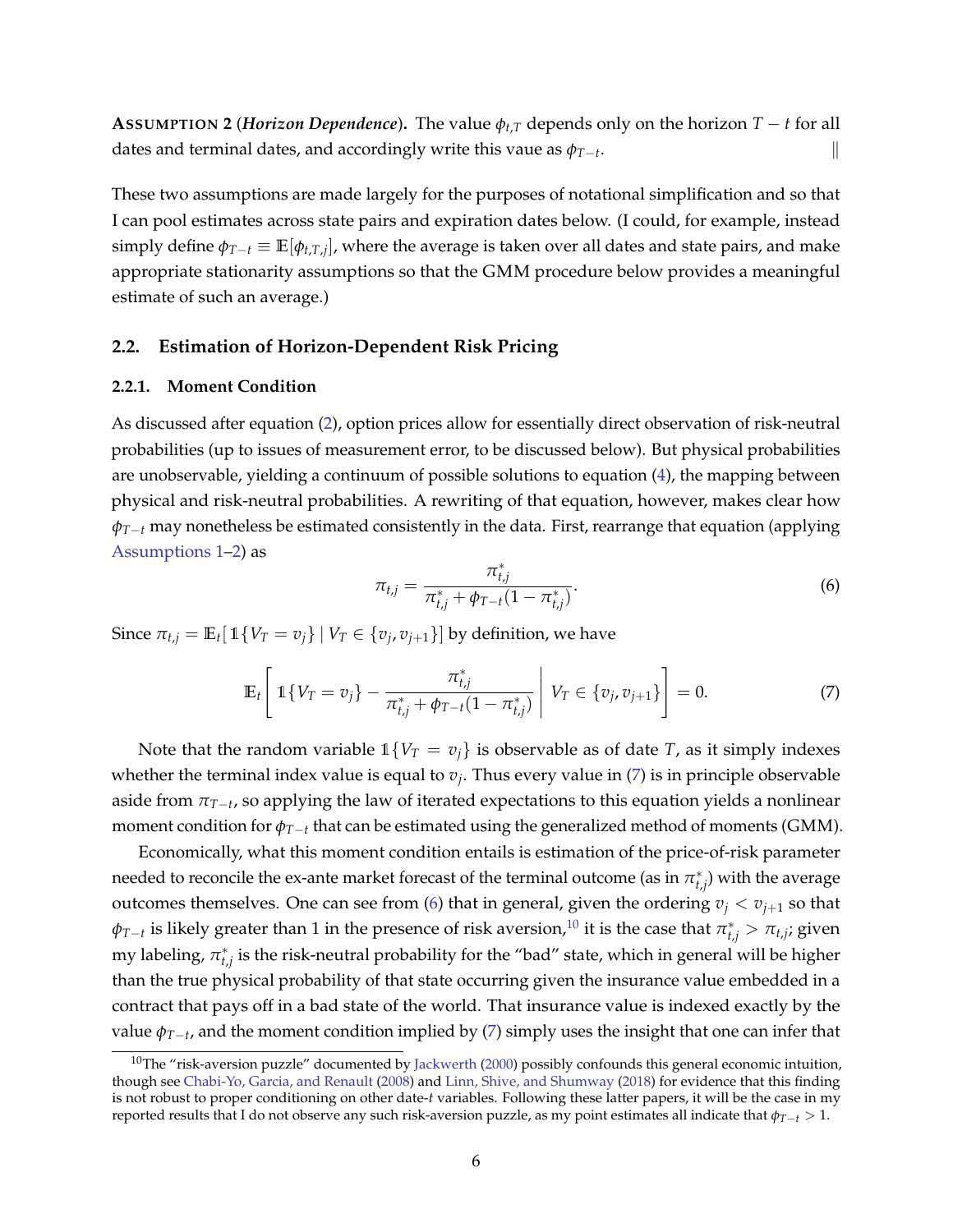**ASSUMPTION 2** (***Horizon Dependence***)**.** The value $\phi_{t,T}$ depends only on the horizon $T-t$ for all dates and terminal dates, and accordingly write this vaue as $\phi_{T-t}$. ‖

These two assumptions are made largely for the purposes of notational simplification and so that I can pool estimates across state pairs and expiration dates below. (I could, for example, instead simply define $\phi_{T-t} \equiv \mathbb{E}[\phi_{t,T,j}]$, where the average is taken over all dates and state pairs, and make appropriate stationarity assumptions so that the GMM procedure below provides a meaningful estimate of such an average.)

## 2.2. Estimation of Horizon-Dependent Risk Pricing

### 2.2.1. Moment Condition

As discussed after equation (2), option prices allow for essentially direct observation of risk-neutral probabilities (up to issues of measurement error, to be discussed below). But physical probabilities are unobservable, yielding a continuum of possible solutions to equation (4), the mapping between physical and risk-neutral probabilities. A rewriting of that equation, however, makes clear how $\phi_{T-t}$ may nonetheless be estimated consistently in the data. First, rearrange that equation (applying Assumptions 1–2) as

$$\pi_{t,j} = \frac{\pi^*_{t,j}}{\pi^*_{t,j} + \phi_{T-t}(1-\pi^*_{t,j})}. \tag{6}$$

Since $\pi_{t,j} = \mathbb{E}_t[\,\mathbb{1}\{V_T = v_j\} \mid V_T \in \{v_j, v_{j+1}\}]$ by definition, we have

$$\mathbb{E}_t\left[\, \mathbb{1}\{V_T = v_j\} - \frac{\pi^*_{t,j}}{\pi^*_{t,j} + \phi_{T-t}(1-\pi^*_{t,j})} \;\middle|\; V_T \in \{v_j, v_{j+1}\}\right] = 0. \tag{7}$$

Note that the random variable $\mathbb{1}\{V_T = v_j\}$ is observable as of date $T$, as it simply indexes whether the terminal index value is equal to $v_j$. Thus every value in (7) is in principle observable aside from $\pi_{T-t}$, so applying the law of iterated expectations to this equation yields a nonlinear moment condition for $\phi_{T-t}$ that can be estimated using the generalized method of moments (GMM).

Economically, what this moment condition entails is estimation of the price-of-risk parameter needed to reconcile the ex-ante market forecast of the terminal outcome (as in $\pi^*_{t,j}$) with the average outcomes themselves. One can see from (6) that in general, given the ordering $v_j < v_{j+1}$ so that $\phi_{T-t}$ is likely greater than 1 in the presence of risk aversion,[10] it is the case that $\pi^*_{t,j} > \pi_{t,j}$; given my labeling, $\pi^*_{t,j}$ is the risk-neutral probability for the "bad" state, which in general will be higher than the true physical probability of that state occurring given the insurance value embedded in a contract that pays off in a bad state of the world. That insurance value is indexed exactly by the value $\phi_{T-t}$, and the moment condition implied by (7) simply uses the insight that one can infer that

[10] The "risk-aversion puzzle" documented by Jackwerth (2000) possibly confounds this general economic intuition, though see Chabi-Yo, Garcia, and Renault (2008) and Linn, Shive, and Shumway (2018) for evidence that this finding is not robust to proper conditioning on other date-$t$ variables. Following these latter papers, it will be the case in my reported results that I do not observe any such risk-aversion puzzle, as my point estimates all indicate that $\phi_{T-t} > 1$.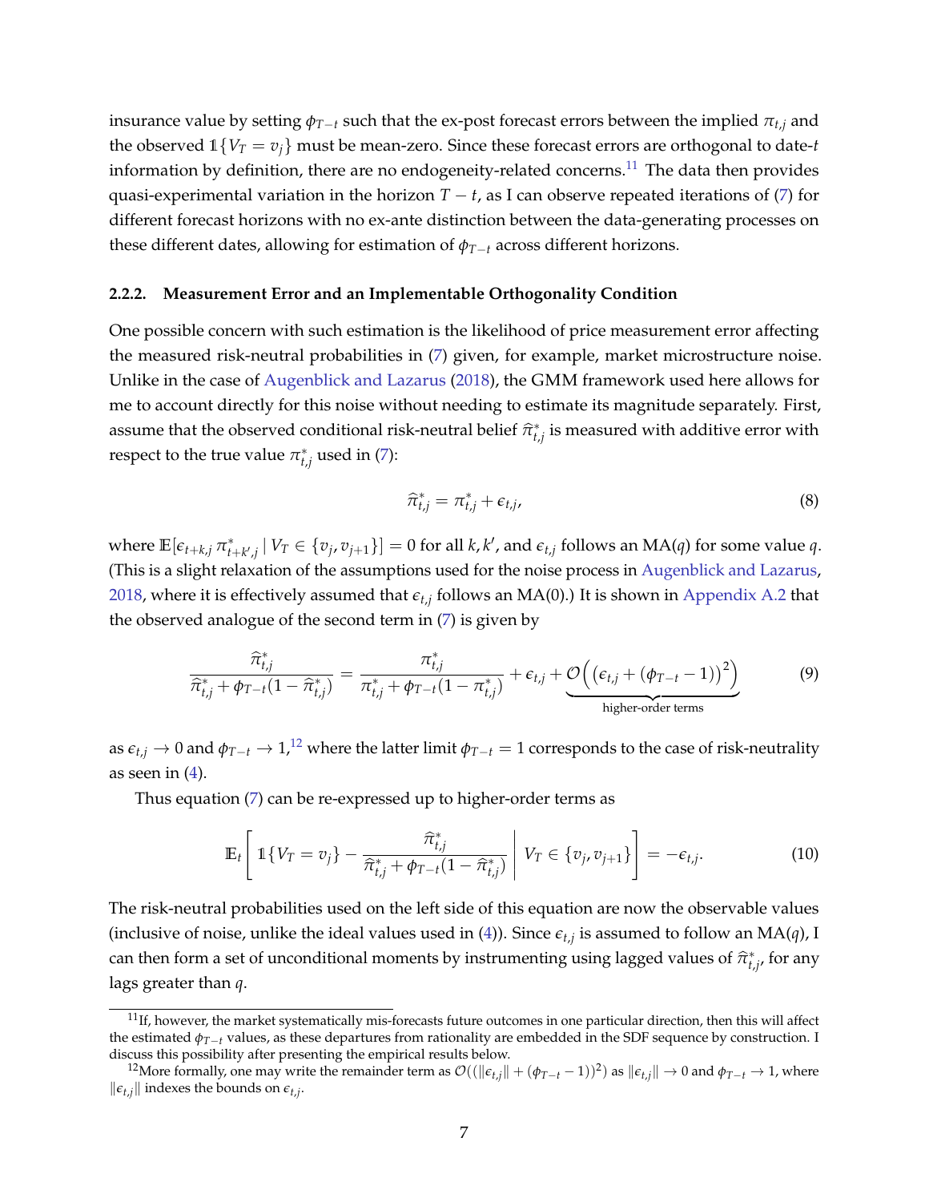insurance value by setting $\phi_{T-t}$ such that the ex-post forecast errors between the implied $\pi_{t,j}$ and the observed $\mathbb{1}\{V_T = v_j\}$ must be mean-zero. Since these forecast errors are orthogonal to date-$t$ information by definition, there are no endogeneity-related concerns.[11] The data then provides quasi-experimental variation in the horizon $T-t$, as I can observe repeated iterations of (7) for different forecast horizons with no ex-ante distinction between the data-generating processes on these different dates, allowing for estimation of $\phi_{T-t}$ across different horizons.

### 2.2.2. Measurement Error and an Implementable Orthogonality Condition

One possible concern with such estimation is the likelihood of price measurement error affecting the measured risk-neutral probabilities in (7) given, for example, market microstructure noise. Unlike in the case of Augenblick and Lazarus (2018), the GMM framework used here allows for me to account directly for this noise without needing to estimate its magnitude separately. First, assume that the observed conditional risk-neutral belief $\widehat{\pi}^*_{t,j}$ is measured with additive error with respect to the true value $\pi^*_{t,j}$ used in (7):

$$\widehat{\pi}^*_{t,j} = \pi^*_{t,j} + \epsilon_{t,j}, \tag{8}$$

where $\mathbb{E}[\epsilon_{t+k,j}\, \pi^*_{t+k',j} \mid V_T \in \{v_j, v_{j+1}\}] = 0$ for all $k, k'$, and $\epsilon_{t,j}$ follows an MA($q$) for some value $q$. (This is a slight relaxation of the assumptions used for the noise process in Augenblick and Lazarus, 2018, where it is effectively assumed that $\epsilon_{t,j}$ follows an MA(0).) It is shown in Appendix A.2 that the observed analogue of the second term in (7) is given by

$$\frac{\widehat{\pi}^*_{t,j}}{\widehat{\pi}^*_{t,j} + \phi_{T-t}(1-\widehat{\pi}^*_{t,j})} = \frac{\pi^*_{t,j}}{\pi^*_{t,j} + \phi_{T-t}(1-\pi^*_{t,j})} + \epsilon_{t,j} + \underbrace{\mathcal{O}\Big(\big(\epsilon_{t,j} + (\phi_{T-t}-1)\big)^2\Big)}_{\text{higher-order terms}} \tag{9}$$

as $\epsilon_{t,j} \to 0$ and $\phi_{T-t} \to 1$,[12] where the latter limit $\phi_{T-t} = 1$ corresponds to the case of risk-neutrality as seen in (4).

Thus equation (7) can be re-expressed up to higher-order terms as

$$\mathbb{E}_t\left[\, \mathbb{1}\{V_T = v_j\} - \frac{\widehat{\pi}^*_{t,j}}{\widehat{\pi}^*_{t,j} + \phi_{T-t}(1-\widehat{\pi}^*_{t,j})} \,\middle|\, V_T \in \{v_j, v_{j+1}\}\right] = -\epsilon_{t,j}. \tag{10}$$

The risk-neutral probabilities used on the left side of this equation are now the observable values (inclusive of noise, unlike the ideal values used in (4)). Since $\epsilon_{t,j}$ is assumed to follow an MA($q$), I can then form a set of unconditional moments by instrumenting using lagged values of $\widehat{\pi}^*_{t,j}$, for any lags greater than $q$.

---

[11] If, however, the market systematically mis-forecasts future outcomes in one particular direction, then this will affect the estimated $\phi_{T-t}$ values, as these departures from rationality are embedded in the SDF sequence by construction. I discuss this possibility after presenting the empirical results below.

[12] More formally, one may write the remainder term as $\mathcal{O}((\|\epsilon_{t,j}\| + (\phi_{T-t}-1))^2)$ as $\|\epsilon_{t,j}\| \to 0$ and $\phi_{T-t} \to 1$, where $\|\epsilon_{t,j}\|$ indexes the bounds on $\epsilon_{t,j}$.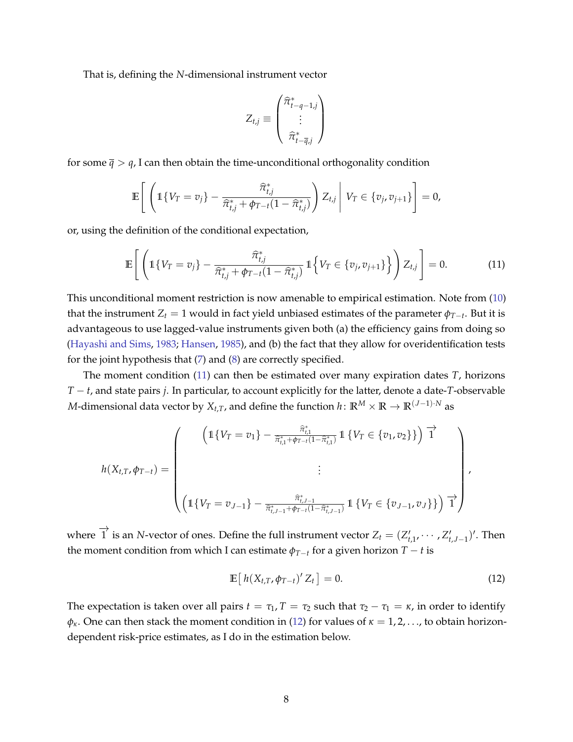That is, defining the $N$-dimensional instrument vector

$$Z_{t,j} \equiv \begin{pmatrix} \widehat{\pi}^*_{t-q-1,j} \\ \vdots \\ \widehat{\pi}^*_{t-\overline{q},j} \end{pmatrix}$$

for some $\overline{q} > q$, I can then obtain the time-unconditional orthogonality condition

$$\mathbb{E}\left[ \left( \mathbb{1}\{V_T = v_j\} - \frac{\widehat{\pi}^*_{t,j}}{\widehat{\pi}^*_{t,j} + \phi_{T-t}(1 - \widehat{\pi}^*_{t,j})} \right) Z_{t,j} \,\middle|\, V_T \in \{v_j, v_{j+1}\} \right] = 0,$$

or, using the definition of the conditional expectation,

$$\mathbb{E}\left[ \left( \mathbb{1}\{V_T = v_j\} - \frac{\widehat{\pi}^*_{t,j}}{\widehat{\pi}^*_{t,j} + \phi_{T-t}(1 - \widehat{\pi}^*_{t,j})} \mathbb{1}\Big\{V_T \in \{v_j, v_{j+1}\}\Big\} \right) Z_{t,j} \right] = 0. \tag{11}$$

This unconditional moment restriction is now amenable to empirical estimation. Note from (10) that the instrument $Z_t = 1$ would in fact yield unbiased estimates of the parameter $\phi_{T-t}$. But it is advantageous to use lagged-value instruments given both (a) the efficiency gains from doing so (Hayashi and Sims, 1983; Hansen, 1985), and (b) the fact that they allow for overidentification tests for the joint hypothesis that (7) and (8) are correctly specified.

The moment condition (11) can then be estimated over many expiration dates $T$, horizons $T - t$, and state pairs $j$. In particular, to account explicitly for the latter, denote a date-$T$-observable $M$-dimensional data vector by $X_{t,T}$, and define the function $h\colon \mathbb{R}^M \times \mathbb{R} \to \mathbb{R}^{(J-1)\cdot N}$ as

$$h(X_{t,T}, \phi_{T-t}) = \begin{pmatrix} \left( \mathbb{1}\{V_T = v_1\} - \frac{\widehat{\pi}^*_{t,1}}{\widehat{\pi}^*_{t,1} + \phi_{T-t}(1 - \widehat{\pi}^*_{t,1})} \mathbb{1}\left\{V_T \in \{v_1, v_2\}\right\} \right) \overrightarrow{1} \\ \vdots \\ \left( \mathbb{1}\{V_T = v_{J-1}\} - \frac{\widehat{\pi}^*_{t,J-1}}{\widehat{\pi}^*_{t,J-1} + \phi_{T-t}(1 - \widehat{\pi}^*_{t,J-1})} \mathbb{1}\left\{V_T \in \{v_{J-1}, v_J\}\right\} \right) \overrightarrow{1} \end{pmatrix},$$

where $\overrightarrow{1}$ is an $N$-vector of ones. Define the full instrument vector $Z_t = (Z'_{t,1}, \cdots, Z'_{t,J-1})'$. Then the moment condition from which I can estimate $\phi_{T-t}$ for a given horizon $T - t$ is

$$\mathbb{E}\left[ h(X_{t,T}, \phi_{T-t})' \, Z_t \right] = 0. \tag{12}$$

The expectation is taken over all pairs $t = \tau_1, T = \tau_2$ such that $\tau_2 - \tau_1 = \kappa$, in order to identify $\phi_\kappa$. One can then stack the moment condition in (12) for values of $\kappa = 1, 2, \ldots$, to obtain horizon-dependent risk-price estimates, as I do in the estimation below.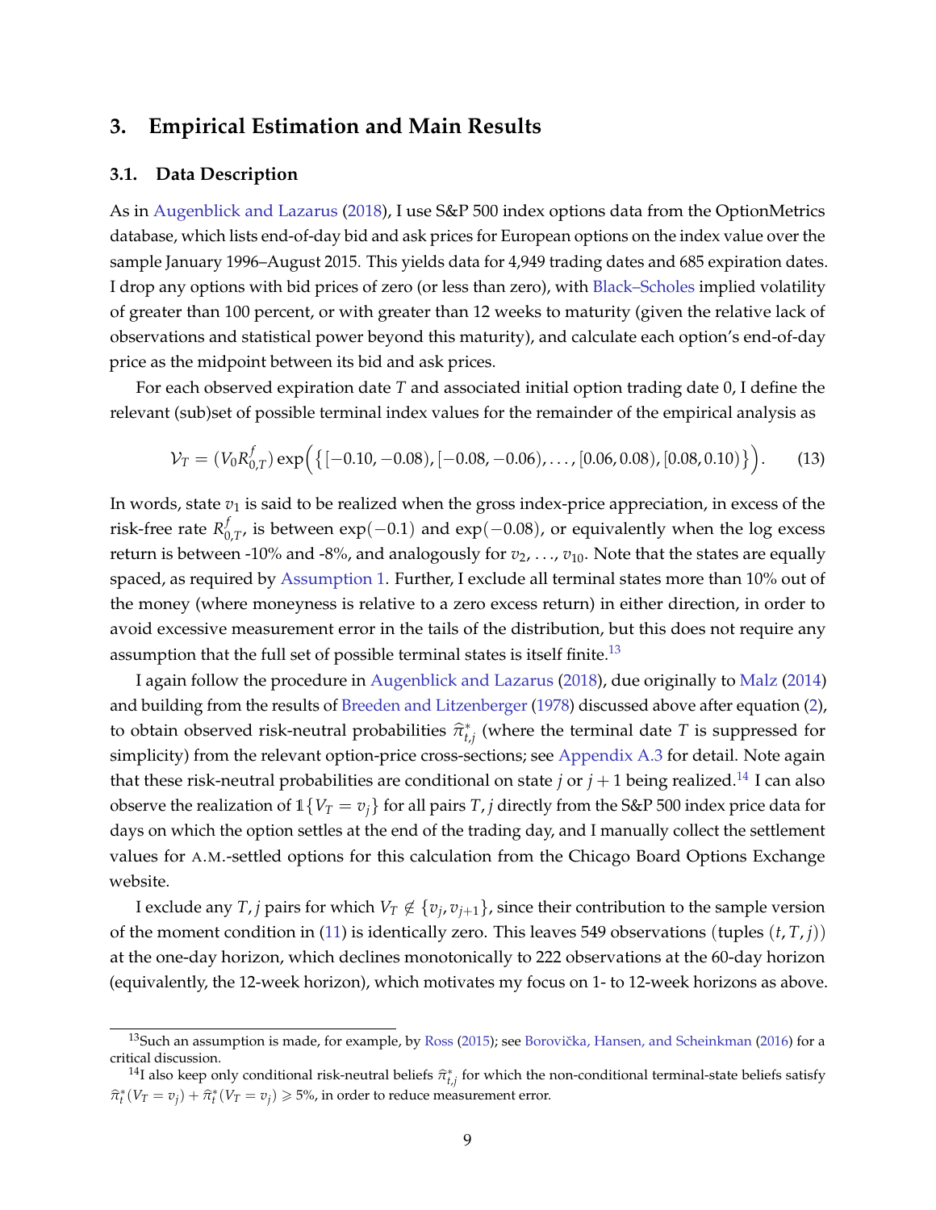## 3. Empirical Estimation and Main Results

### 3.1. Data Description

As in Augenblick and Lazarus (2018), I use S&P 500 index options data from the OptionMetrics database, which lists end-of-day bid and ask prices for European options on the index value over the sample January 1996–August 2015. This yields data for 4,949 trading dates and 685 expiration dates. I drop any options with bid prices of zero (or less than zero), with Black–Scholes implied volatility of greater than 100 percent, or with greater than 12 weeks to maturity (given the relative lack of observations and statistical power beyond this maturity), and calculate each option's end-of-day price as the midpoint between its bid and ask prices.

For each observed expiration date $T$ and associated initial option trading date 0, I define the relevant (sub)set of possible terminal index values for the remainder of the empirical analysis as

$$\mathcal{V}_T = (V_0 R^f_{0,T}) \exp\Big(\big\{[-0.10, -0.08), [-0.08, -0.06), \ldots, [0.06, 0.08), [0.08, 0.10)\big\}\Big). \tag{13}$$

In words, state $v_1$ is said to be realized when the gross index-price appreciation, in excess of the risk-free rate $R^f_{0,T}$, is between $\exp(-0.1)$ and $\exp(-0.08)$, or equivalently when the log excess return is between -10% and -8%, and analogously for $v_2, \ldots, v_{10}$. Note that the states are equally spaced, as required by Assumption 1. Further, I exclude all terminal states more than 10% out of the money (where moneyness is relative to a zero excess return) in either direction, in order to avoid excessive measurement error in the tails of the distribution, but this does not require any assumption that the full set of possible terminal states is itself finite.[13]

I again follow the procedure in Augenblick and Lazarus (2018), due originally to Malz (2014) and building from the results of Breeden and Litzenberger (1978) discussed above after equation (2), to obtain observed risk-neutral probabilities $\hat{\pi}^*_{t,j}$ (where the terminal date $T$ is suppressed for simplicity) from the relevant option-price cross-sections; see Appendix A.3 for detail. Note again that these risk-neutral probabilities are conditional on state $j$ or $j+1$ being realized.[14] I can also observe the realization of $\mathbb{1}\{V_T = v_j\}$ for all pairs $T, j$ directly from the S&P 500 index price data for days on which the option settles at the end of the trading day, and I manually collect the settlement values for A.M.-settled options for this calculation from the Chicago Board Options Exchange website.

I exclude any $T, j$ pairs for which $V_T \notin \{v_j, v_{j+1}\}$, since their contribution to the sample version of the moment condition in (11) is identically zero. This leaves 549 observations (tuples $(t, T, j)$) at the one-day horizon, which declines monotonically to 222 observations at the 60-day horizon (equivalently, the 12-week horizon), which motivates my focus on 1- to 12-week horizons as above.

---

[13] Such an assumption is made, for example, by Ross (2015); see Borovička, Hansen, and Scheinkman (2016) for a critical discussion.

[14] I also keep only conditional risk-neutral beliefs $\hat{\pi}^*_{t,j}$ for which the non-conditional terminal-state beliefs satisfy $\hat{\pi}^*_t(V_T = v_j) + \hat{\pi}^*_t(V_T = v_j) \geqslant 5\%$, in order to reduce measurement error.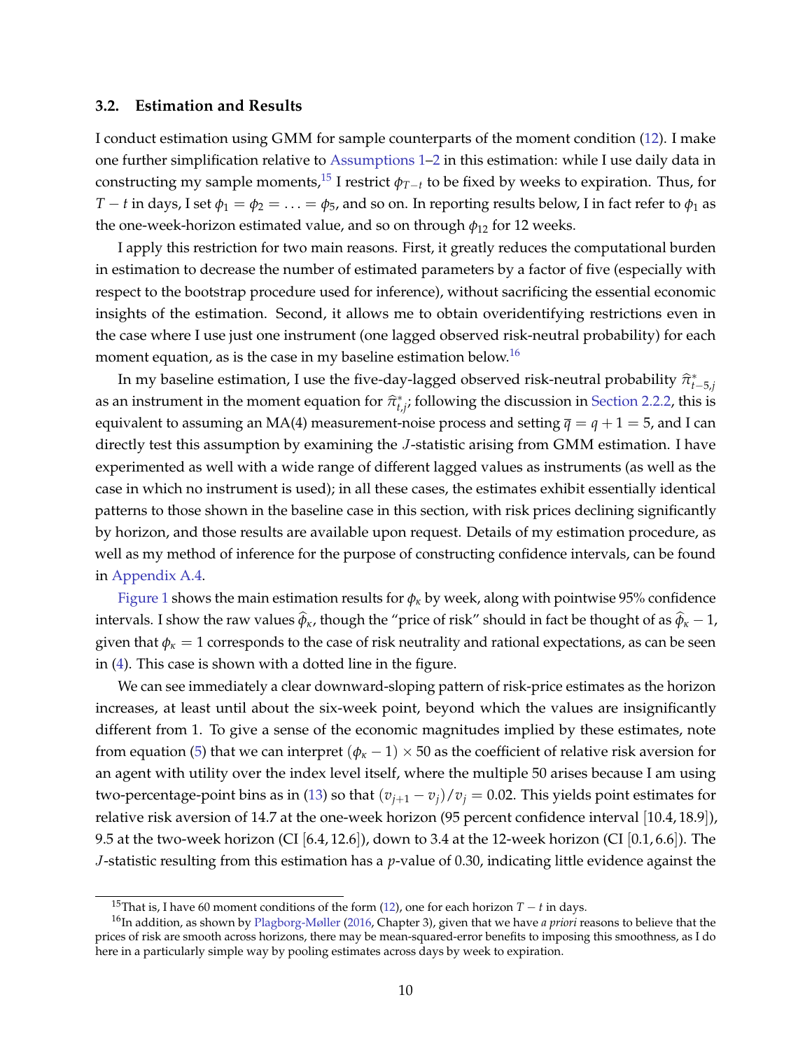### 3.2. Estimation and Results

I conduct estimation using GMM for sample counterparts of the moment condition (12). I make one further simplification relative to Assumptions 1–2 in this estimation: while I use daily data in constructing my sample moments,[15] I restrict $\phi_{T-t}$ to be fixed by weeks to expiration. Thus, for $T-t$ in days, I set $\phi_1 = \phi_2 = \ldots = \phi_5$, and so on. In reporting results below, I in fact refer to $\phi_1$ as the one-week-horizon estimated value, and so on through $\phi_{12}$ for 12 weeks.

I apply this restriction for two main reasons. First, it greatly reduces the computational burden in estimation to decrease the number of estimated parameters by a factor of five (especially with respect to the bootstrap procedure used for inference), without sacrificing the essential economic insights of the estimation. Second, it allows me to obtain overidentifying restrictions even in the case where I use just one instrument (one lagged observed risk-neutral probability) for each moment equation, as is the case in my baseline estimation below.[16]

In my baseline estimation, I use the five-day-lagged observed risk-neutral probability $\widehat{\pi}^*_{t-5,j}$ as an instrument in the moment equation for $\widehat{\pi}^*_{t,j}$; following the discussion in Section 2.2.2, this is equivalent to assuming an MA(4) measurement-noise process and setting $\overline{q} = q + 1 = 5$, and I can directly test this assumption by examining the $J$-statistic arising from GMM estimation. I have experimented as well with a wide range of different lagged values as instruments (as well as the case in which no instrument is used); in all these cases, the estimates exhibit essentially identical patterns to those shown in the baseline case in this section, with risk prices declining significantly by horizon, and those results are available upon request. Details of my estimation procedure, as well as my method of inference for the purpose of constructing confidence intervals, can be found in Appendix A.4.

Figure 1 shows the main estimation results for $\phi_\kappa$ by week, along with pointwise 95% confidence intervals. I show the raw values $\widehat{\phi}_\kappa$, though the "price of risk" should in fact be thought of as $\widehat{\phi}_\kappa - 1$, given that $\phi_\kappa = 1$ corresponds to the case of risk neutrality and rational expectations, as can be seen in (4). This case is shown with a dotted line in the figure.

We can see immediately a clear downward-sloping pattern of risk-price estimates as the horizon increases, at least until about the six-week point, beyond which the values are insignificantly different from 1. To give a sense of the economic magnitudes implied by these estimates, note from equation (5) that we can interpret $(\phi_\kappa - 1) \times 50$ as the coefficient of relative risk aversion for an agent with utility over the index level itself, where the multiple 50 arises because I am using two-percentage-point bins as in (13) so that $(v_{j+1} - v_j)/v_j = 0.02$. This yields point estimates for relative risk aversion of 14.7 at the one-week horizon (95 percent confidence interval $[10.4, 18.9]$), 9.5 at the two-week horizon (CI $[6.4, 12.6]$), down to 3.4 at the 12-week horizon (CI $[0.1, 6.6]$). The $J$-statistic resulting from this estimation has a $p$-value of 0.30, indicating little evidence against the

[15] That is, I have 60 moment conditions of the form (12), one for each horizon $T-t$ in days.

[16] In addition, as shown by Plagborg-Møller (2016, Chapter 3), given that we have *a priori* reasons to believe that the prices of risk are smooth across horizons, there may be mean-squared-error benefits to imposing this smoothness, as I do here in a particularly simple way by pooling estimates across days by week to expiration.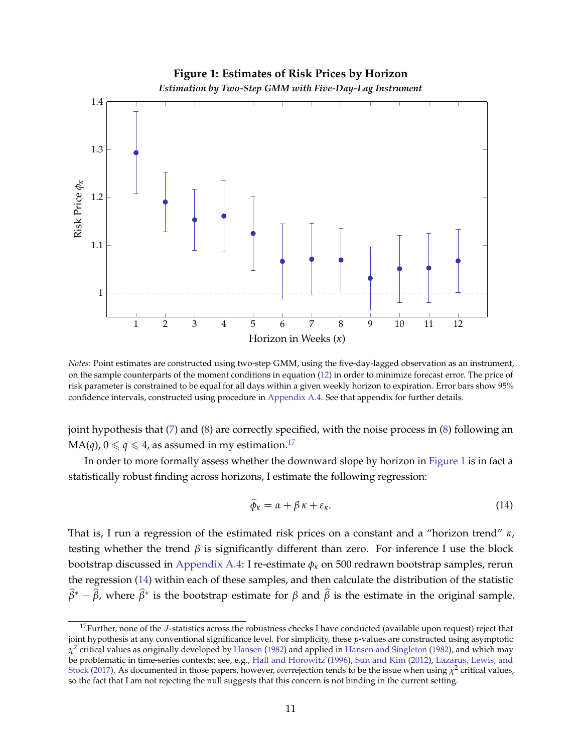**Figure 1: Estimates of Risk Prices by Horizon**

*Estimation by Two-Step GMM with Five-Day-Lag Instrument*

*Notes:* Point estimates are constructed using two-step GMM, using the five-day-lagged observation as an instrument, on the sample counterparts of the moment conditions in equation (12) in order to minimize forecast error. The price of risk parameter is constrained to be equal for all days within a given weekly horizon to expiration. Error bars show 95% confidence intervals, constructed using procedure in Appendix A.4. See that appendix for further details.

joint hypothesis that (7) and (8) are correctly specified, with the noise process in (8) following an MA($q$), $0 \leqslant q \leqslant 4$, as assumed in my estimation.[17]

In order to more formally assess whether the downward slope by horizon in Figure 1 is in fact a statistically robust finding across horizons, I estimate the following regression:

$$\widehat{\phi}_{\kappa} = \alpha + \beta\, \kappa + \varepsilon_{\kappa}. \tag{14}$$

That is, I run a regression of the estimated risk prices on a constant and a "horizon trend" $\kappa$, testing whether the trend $\beta$ is significantly different than zero. For inference I use the block bootstrap discussed in Appendix A.4: I re-estimate $\phi_{\kappa}$ on 500 redrawn bootstrap samples, rerun the regression (14) within each of these samples, and then calculate the distribution of the statistic $\widehat{\beta}^{*} - \widehat{\beta}$, where $\widehat{\beta}^{*}$ is the bootstrap estimate for $\beta$ and $\widehat{\beta}$ is the estimate in the original sample.

[17] Further, none of the $J$-statistics across the robustness checks I have conducted (available upon request) reject that joint hypothesis at any conventional significance level. For simplicity, these $p$-values are constructed using asymptotic $\chi^2$ critical values as originally developed by Hansen (1982) and applied in Hansen and Singleton (1982), and which may be problematic in time-series contexts; see, e.g., Hall and Horowitz (1996), Sun and Kim (2012), Lazarus, Lewis, and Stock (2017). As documented in those papers, however, *over*rejection tends to be the issue when using $\chi^2$ critical values, so the fact that I am not rejecting the null suggests that this concern is not binding in the current setting.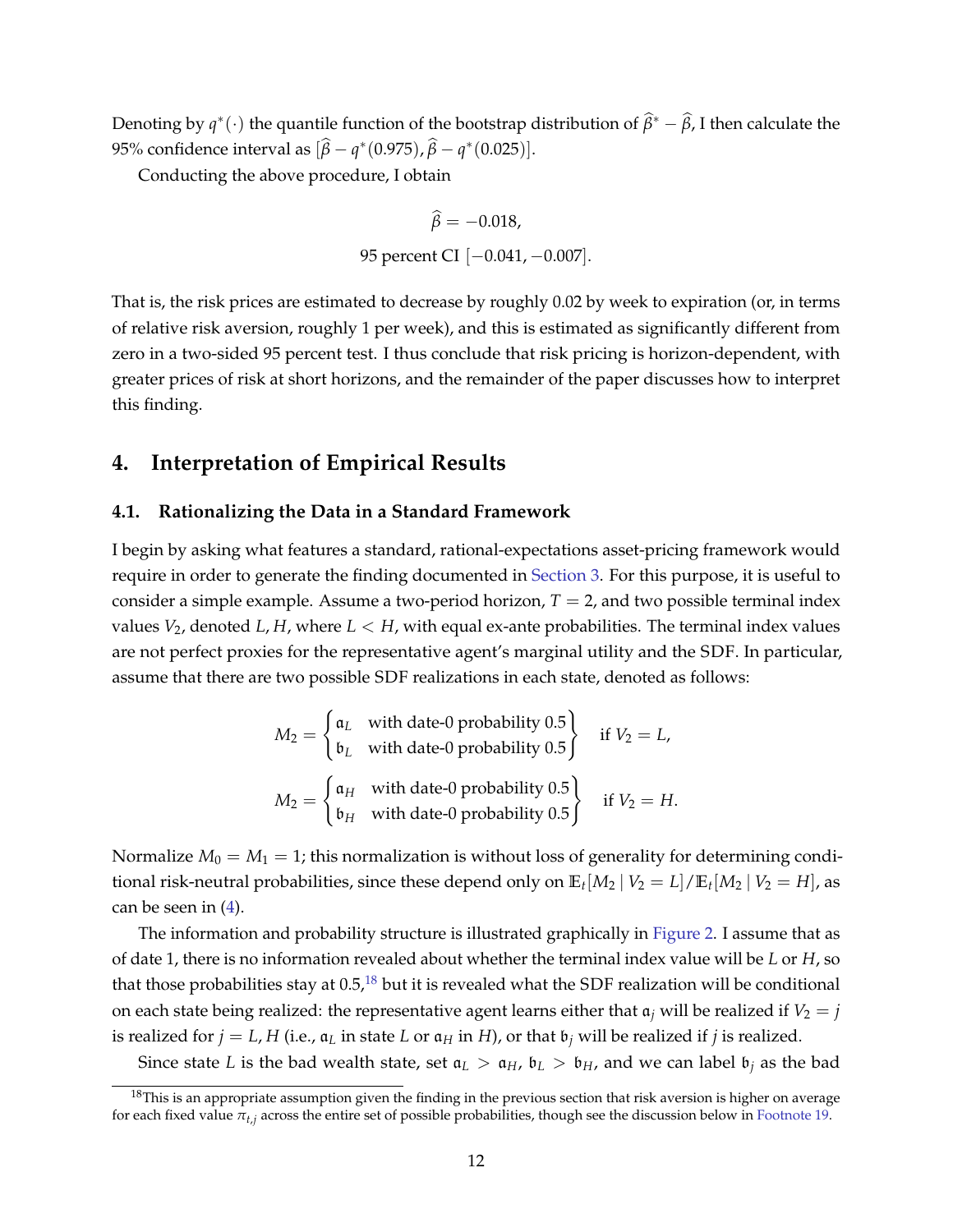Denoting by $q^*(\cdot)$ the quantile function of the bootstrap distribution of $\widehat{\beta}^* - \widehat{\beta}$, I then calculate the 95% confidence interval as $[\widehat{\beta} - q^*(0.975), \widehat{\beta} - q^*(0.025)]$.

Conducting the above procedure, I obtain

$$\widehat{\beta} = -0.018,$$

$$\text{95 percent CI } [-0.041, -0.007].$$

That is, the risk prices are estimated to decrease by roughly 0.02 by week to expiration (or, in terms of relative risk aversion, roughly 1 per week), and this is estimated as significantly different from zero in a two-sided 95 percent test. I thus conclude that risk pricing is horizon-dependent, with greater prices of risk at short horizons, and the remainder of the paper discusses how to interpret this finding.

# 4. Interpretation of Empirical Results

## 4.1. Rationalizing the Data in a Standard Framework

I begin by asking what features a standard, rational-expectations asset-pricing framework would require in order to generate the finding documented in Section 3. For this purpose, it is useful to consider a simple example. Assume a two-period horizon, $T = 2$, and two possible terminal index values $V_2$, denoted $L, H$, where $L < H$, with equal ex-ante probabilities. The terminal index values are not perfect proxies for the representative agent's marginal utility and the SDF. In particular, assume that there are two possible SDF realizations in each state, denoted as follows:

$$M_2 = \begin{cases} \mathfrak{a}_L & \text{with date-0 probability } 0.5 \\ \mathfrak{b}_L & \text{with date-0 probability } 0.5 \end{cases} \quad \text{if } V_2 = L,$$

$$M_2 = \begin{cases} \mathfrak{a}_H & \text{with date-0 probability } 0.5 \\ \mathfrak{b}_H & \text{with date-0 probability } 0.5 \end{cases} \quad \text{if } V_2 = H.$$

Normalize $M_0 = M_1 = 1$; this normalization is without loss of generality for determining conditional risk-neutral probabilities, since these depend only on $\mathbb{E}_t[M_2 \mid V_2 = L]/\mathbb{E}_t[M_2 \mid V_2 = H]$, as can be seen in (4).

The information and probability structure is illustrated graphically in Figure 2. I assume that as of date 1, there is no information revealed about whether the terminal index value will be $L$ or $H$, so that those probabilities stay at 0.5,[18] but it is revealed what the SDF realization will be conditional on each state being realized: the representative agent learns either that $\mathfrak{a}_j$ will be realized if $V_2 = j$ is realized for $j = L, H$ (i.e., $\mathfrak{a}_L$ in state $L$ or $\mathfrak{a}_H$ in $H$), or that $\mathfrak{b}_j$ will be realized if $j$ is realized.

Since state $L$ is the bad wealth state, set $\mathfrak{a}_L > \mathfrak{a}_H$, $\mathfrak{b}_L > \mathfrak{b}_H$, and we can label $\mathfrak{b}_j$ as the bad

[18] This is an appropriate assumption given the finding in the previous section that risk aversion is higher on average for each fixed value $\pi_{t,j}$ across the entire set of possible probabilities, though see the discussion below in Footnote 19.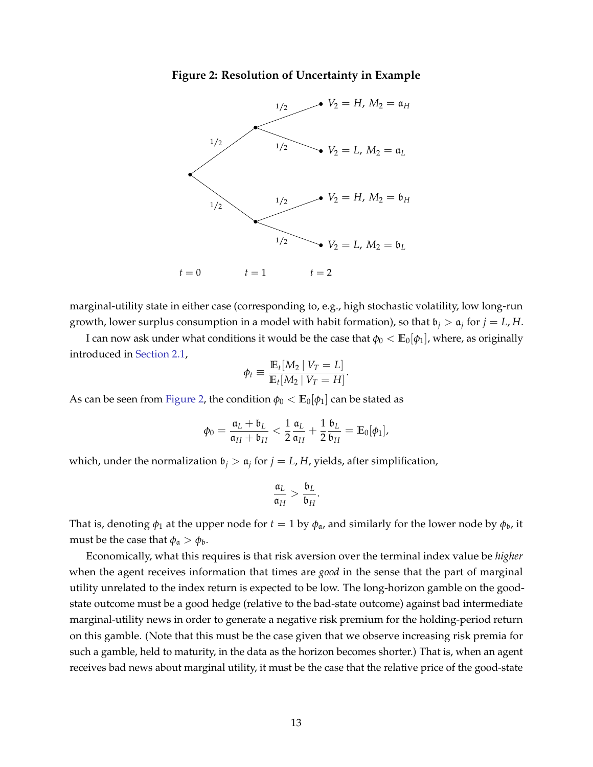**Figure 2: Resolution of Uncertainty in Example**

marginal-utility state in either case (corresponding to, e.g., high stochastic volatility, low long-run growth, lower surplus consumption in a model with habit formation), so that $\mathfrak{b}_j > \mathfrak{a}_j$ for $j = L, H$.

I can now ask under what conditions it would be the case that $\phi_0 < \mathbb{E}_0[\phi_1]$, where, as originally introduced in Section 2.1,

$$\phi_t \equiv \frac{\mathbb{E}_t[M_2 \mid V_T = L]}{\mathbb{E}_t[M_2 \mid V_T = H]}.$$

As can be seen from Figure 2, the condition $\phi_0 < \mathbb{E}_0[\phi_1]$ can be stated as

$$\phi_0 = \frac{\mathfrak{a}_L + \mathfrak{b}_L}{\mathfrak{a}_H + \mathfrak{b}_H} < \frac{1}{2}\frac{\mathfrak{a}_L}{\mathfrak{a}_H} + \frac{1}{2}\frac{\mathfrak{b}_L}{\mathfrak{b}_H} = \mathbb{E}_0[\phi_1],$$

which, under the normalization $\mathfrak{b}_j > \mathfrak{a}_j$ for $j = L, H$, yields, after simplification,

$$\frac{\mathfrak{a}_L}{\mathfrak{a}_H} > \frac{\mathfrak{b}_L}{\mathfrak{b}_H}.$$

That is, denoting $\phi_1$ at the upper node for $t = 1$ by $\phi_\mathfrak{a}$, and similarly for the lower node by $\phi_\mathfrak{b}$, it must be the case that $\phi_\mathfrak{a} > \phi_\mathfrak{b}$.

Economically, what this requires is that risk aversion over the terminal index value be *higher* when the agent receives information that times are *good* in the sense that the part of marginal utility unrelated to the index return is expected to be low. The long-horizon gamble on the good-state outcome must be a good hedge (relative to the bad-state outcome) against bad intermediate marginal-utility news in order to generate a negative risk premium for the holding-period return on this gamble. (Note that this must be the case given that we observe increasing risk premia for such a gamble, held to maturity, in the data as the horizon becomes shorter.) That is, when an agent receives bad news about marginal utility, it must be the case that the relative price of the good-state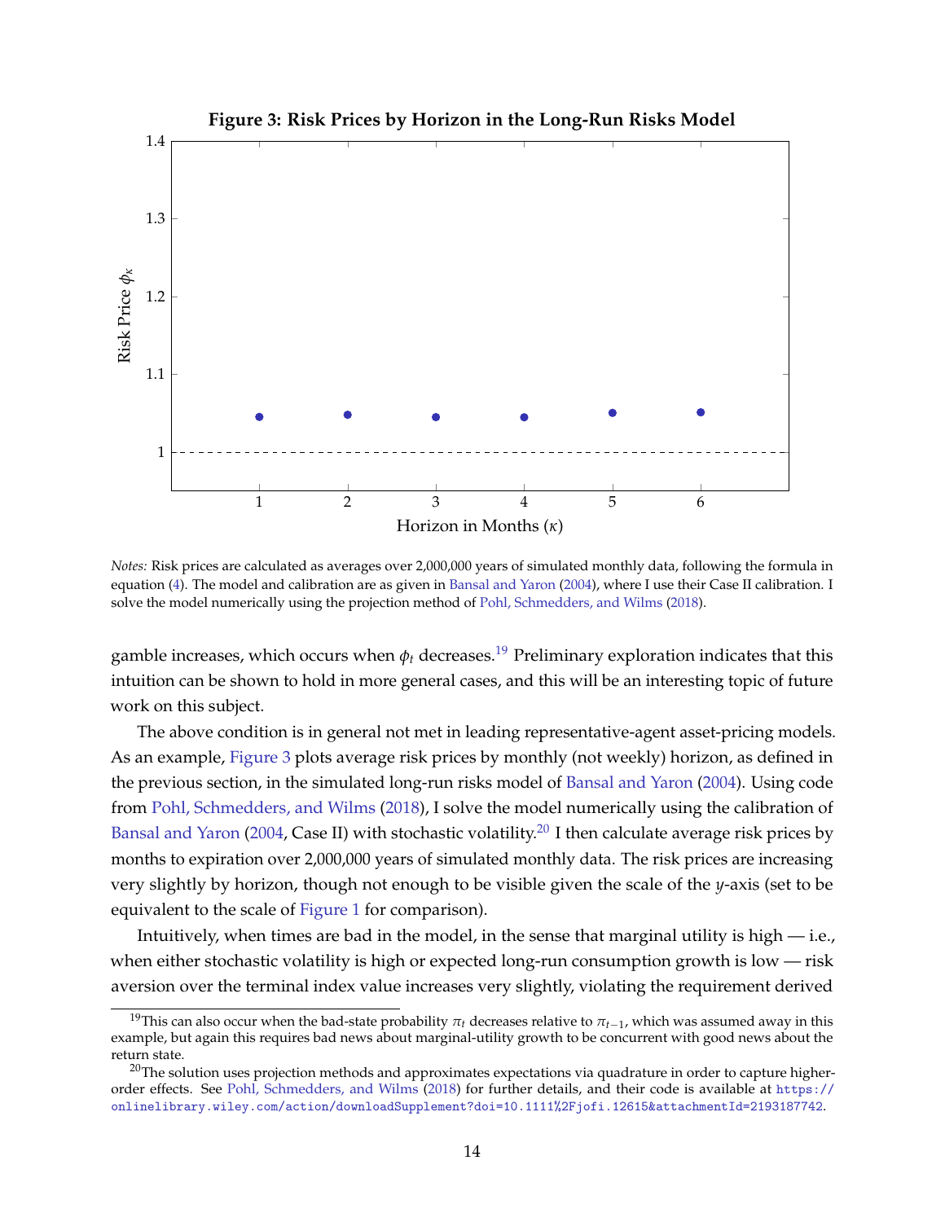**Figure 3: Risk Prices by Horizon in the Long-Run Risks Model**

*Notes:* Risk prices are calculated as averages over 2,000,000 years of simulated monthly data, following the formula in equation (4). The model and calibration are as given in Bansal and Yaron (2004), where I use their Case II calibration. I solve the model numerically using the projection method of Pohl, Schmedders, and Wilms (2018).

gamble increases, which occurs when $\phi_t$ decreases.[19] Preliminary exploration indicates that this intuition can be shown to hold in more general cases, and this will be an interesting topic of future work on this subject.

The above condition is in general not met in leading representative-agent asset-pricing models. As an example, Figure 3 plots average risk prices by monthly (not weekly) horizon, as defined in the previous section, in the simulated long-run risks model of Bansal and Yaron (2004). Using code from Pohl, Schmedders, and Wilms (2018), I solve the model numerically using the calibration of Bansal and Yaron (2004, Case II) with stochastic volatility.[20] I then calculate average risk prices by months to expiration over 2,000,000 years of simulated monthly data. The risk prices are increasing very slightly by horizon, though not enough to be visible given the scale of the $y$-axis (set to be equivalent to the scale of Figure 1 for comparison).

Intuitively, when times are bad in the model, in the sense that marginal utility is high — i.e., when either stochastic volatility is high or expected long-run consumption growth is low — risk aversion over the terminal index value increases very slightly, violating the requirement derived

[19] This can also occur when the bad-state probability $\pi_t$ decreases relative to $\pi_{t-1}$, which was assumed away in this example, but again this requires bad news about marginal-utility growth to be concurrent with good news about the return state.

[20] The solution uses projection methods and approximates expectations via quadrature in order to capture higher-order effects. See Pohl, Schmedders, and Wilms (2018) for further details, and their code is available at https://onlinelibrary.wiley.com/action/downloadSupplement?doi=10.1111%2Fjofi.12615&attachmentId=2193187742.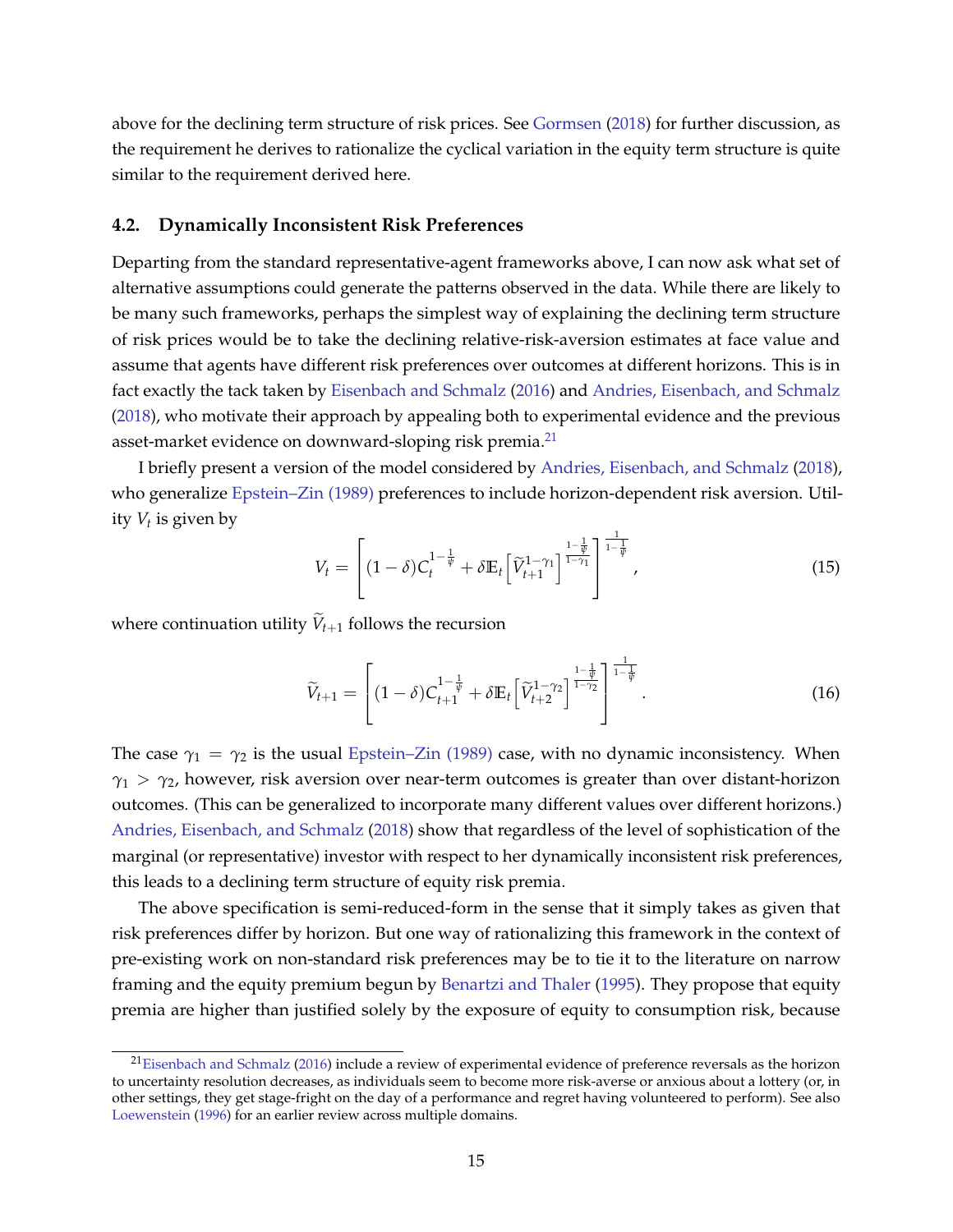above for the declining term structure of risk prices. See Gormsen (2018) for further discussion, as the requirement he derives to rationalize the cyclical variation in the equity term structure is quite similar to the requirement derived here.

### 4.2. Dynamically Inconsistent Risk Preferences

Departing from the standard representative-agent frameworks above, I can now ask what set of alternative assumptions could generate the patterns observed in the data. While there are likely to be many such frameworks, perhaps the simplest way of explaining the declining term structure of risk prices would be to take the declining relative-risk-aversion estimates at face value and assume that agents have different risk preferences over outcomes at different horizons. This is in fact exactly the tack taken by Eisenbach and Schmalz (2016) and Andries, Eisenbach, and Schmalz (2018), who motivate their approach by appealing both to experimental evidence and the previous asset-market evidence on downward-sloping risk premia.[21]

I briefly present a version of the model considered by Andries, Eisenbach, and Schmalz (2018), who generalize Epstein–Zin (1989) preferences to include horizon-dependent risk aversion. Utility $V_t$ is given by

$$V_t = \left[ (1-\delta) C_t^{1-\frac{1}{\psi}} + \delta \mathbb{E}_t \left[ \widetilde{V}_{t+1}^{1-\gamma_1} \right]^{\frac{1-\frac{1}{\psi}}{1-\gamma_1}} \right]^{\frac{1}{1-\frac{1}{\psi}}}, \tag{15}$$

where continuation utility $\widetilde{V}_{t+1}$ follows the recursion

$$\widetilde{V}_{t+1} = \left[ (1-\delta) C_{t+1}^{1-\frac{1}{\psi}} + \delta \mathbb{E}_t \left[ \widetilde{V}_{t+2}^{1-\gamma_2} \right]^{\frac{1-\frac{1}{\psi}}{1-\gamma_2}} \right]^{\frac{1}{1-\frac{1}{\psi}}}. \tag{16}$$

The case $\gamma_1 = \gamma_2$ is the usual Epstein–Zin (1989) case, with no dynamic inconsistency. When $\gamma_1 > \gamma_2$, however, risk aversion over near-term outcomes is greater than over distant-horizon outcomes. (This can be generalized to incorporate many different values over different horizons.) Andries, Eisenbach, and Schmalz (2018) show that regardless of the level of sophistication of the marginal (or representative) investor with respect to her dynamically inconsistent risk preferences, this leads to a declining term structure of equity risk premia.

The above specification is semi-reduced-form in the sense that it simply takes as given that risk preferences differ by horizon. But one way of rationalizing this framework in the context of pre-existing work on non-standard risk preferences may be to tie it to the literature on narrow framing and the equity premium begun by Benartzi and Thaler (1995). They propose that equity premia are higher than justified solely by the exposure of equity to consumption risk, because

[21] Eisenbach and Schmalz (2016) include a review of experimental evidence of preference reversals as the horizon to uncertainty resolution decreases, as individuals seem to become more risk-averse or anxious about a lottery (or, in other settings, they get stage-fright on the day of a performance and regret having volunteered to perform). See also Loewenstein (1996) for an earlier review across multiple domains.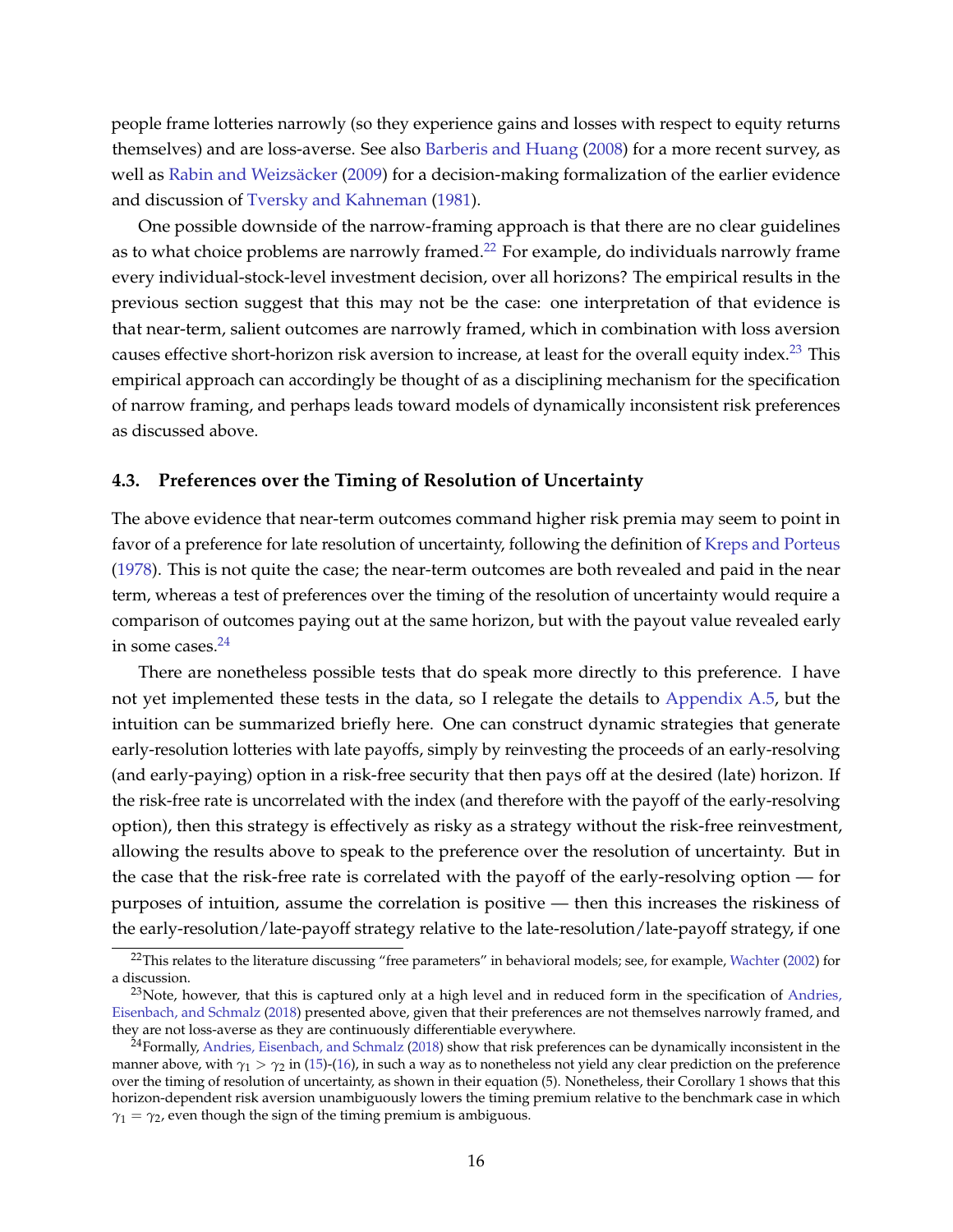people frame lotteries narrowly (so they experience gains and losses with respect to equity returns themselves) and are loss-averse. See also Barberis and Huang (2008) for a more recent survey, as well as Rabin and Weizsäcker (2009) for a decision-making formalization of the earlier evidence and discussion of Tversky and Kahneman (1981).

One possible downside of the narrow-framing approach is that there are no clear guidelines as to what choice problems are narrowly framed.[22] For example, do individuals narrowly frame every individual-stock-level investment decision, over all horizons? The empirical results in the previous section suggest that this may not be the case: one interpretation of that evidence is that near-term, salient outcomes are narrowly framed, which in combination with loss aversion causes effective short-horizon risk aversion to increase, at least for the overall equity index.[23] This empirical approach can accordingly be thought of as a disciplining mechanism for the specification of narrow framing, and perhaps leads toward models of dynamically inconsistent risk preferences as discussed above.

### 4.3. Preferences over the Timing of Resolution of Uncertainty

The above evidence that near-term outcomes command higher risk premia may seem to point in favor of a preference for late resolution of uncertainty, following the definition of Kreps and Porteus (1978). This is not quite the case; the near-term outcomes are both revealed and paid in the near term, whereas a test of preferences over the timing of the resolution of uncertainty would require a comparison of outcomes paying out at the same horizon, but with the payout value revealed early in some cases.[24]

There are nonetheless possible tests that do speak more directly to this preference. I have not yet implemented these tests in the data, so I relegate the details to Appendix A.5, but the intuition can be summarized briefly here. One can construct dynamic strategies that generate early-resolution lotteries with late payoffs, simply by reinvesting the proceeds of an early-resolving (and early-paying) option in a risk-free security that then pays off at the desired (late) horizon. If the risk-free rate is uncorrelated with the index (and therefore with the payoff of the early-resolving option), then this strategy is effectively as risky as a strategy without the risk-free reinvestment, allowing the results above to speak to the preference over the resolution of uncertainty. But in the case that the risk-free rate is correlated with the payoff of the early-resolving option — for purposes of intuition, assume the correlation is positive — then this increases the riskiness of the early-resolution/late-payoff strategy relative to the late-resolution/late-payoff strategy, if one

[22] This relates to the literature discussing "free parameters" in behavioral models; see, for example, Wachter (2002) for a discussion.

[23] Note, however, that this is captured only at a high level and in reduced form in the specification of Andries, Eisenbach, and Schmalz (2018) presented above, given that their preferences are not themselves narrowly framed, and they are not loss-averse as they are continuously differentiable everywhere.

[24] Formally, Andries, Eisenbach, and Schmalz (2018) show that risk preferences can be dynamically inconsistent in the manner above, with $\gamma_1 > \gamma_2$ in (15)-(16), in such a way as to nonetheless not yield any clear prediction on the preference over the timing of resolution of uncertainty, as shown in their equation (5). Nonetheless, their Corollary 1 shows that this horizon-dependent risk aversion unambiguously lowers the timing premium relative to the benchmark case in which $\gamma_1 = \gamma_2$, even though the sign of the timing premium is ambiguous.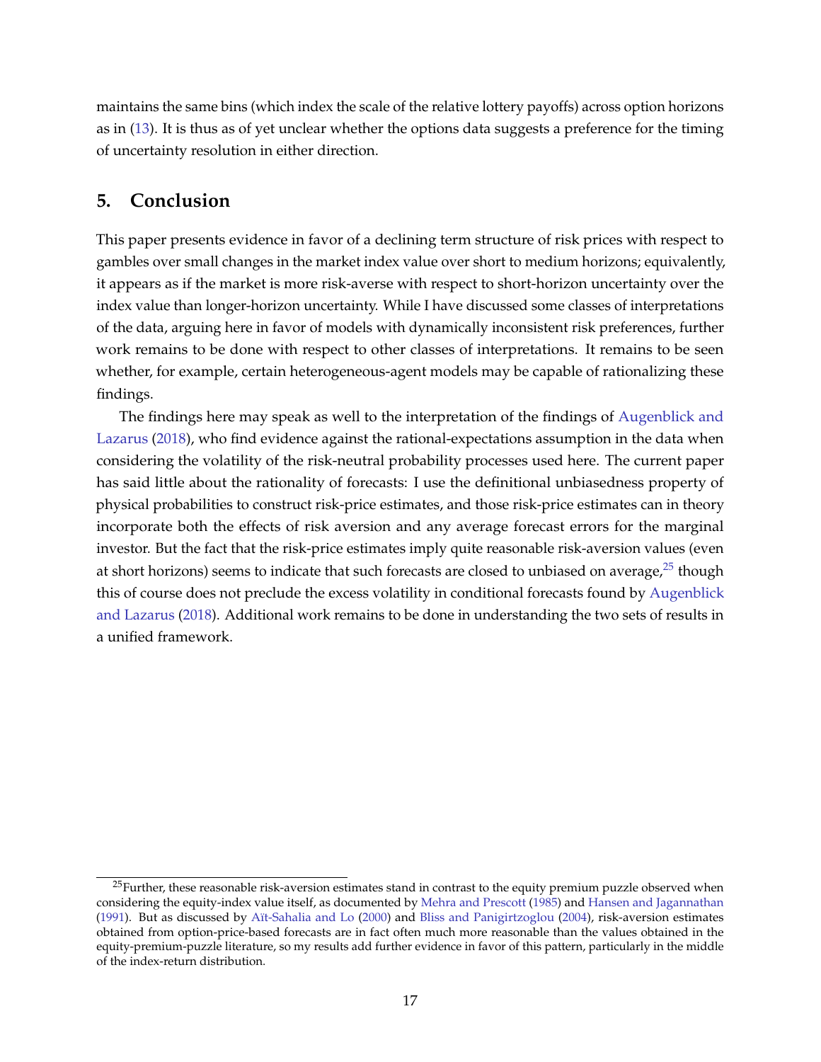maintains the same bins (which index the scale of the relative lottery payoffs) across option horizons as in (13). It is thus as of yet unclear whether the options data suggests a preference for the timing of uncertainty resolution in either direction.

## 5. Conclusion

This paper presents evidence in favor of a declining term structure of risk prices with respect to gambles over small changes in the market index value over short to medium horizons; equivalently, it appears as if the market is more risk-averse with respect to short-horizon uncertainty over the index value than longer-horizon uncertainty. While I have discussed some classes of interpretations of the data, arguing here in favor of models with dynamically inconsistent risk preferences, further work remains to be done with respect to other classes of interpretations. It remains to be seen whether, for example, certain heterogeneous-agent models may be capable of rationalizing these findings.

The findings here may speak as well to the interpretation of the findings of Augenblick and Lazarus (2018), who find evidence against the rational-expectations assumption in the data when considering the volatility of the risk-neutral probability processes used here. The current paper has said little about the rationality of forecasts: I use the definitional unbiasedness property of physical probabilities to construct risk-price estimates, and those risk-price estimates can in theory incorporate both the effects of risk aversion and any average forecast errors for the marginal investor. But the fact that the risk-price estimates imply quite reasonable risk-aversion values (even at short horizons) seems to indicate that such forecasts are closed to unbiased on average,[25] though this of course does not preclude the excess volatility in conditional forecasts found by Augenblick and Lazarus (2018). Additional work remains to be done in understanding the two sets of results in a unified framework.

[25] Further, these reasonable risk-aversion estimates stand in contrast to the equity premium puzzle observed when considering the equity-index value itself, as documented by Mehra and Prescott (1985) and Hansen and Jagannathan (1991). But as discussed by Aït-Sahalia and Lo (2000) and Bliss and Panigirtzoglou (2004), risk-aversion estimates obtained from option-price-based forecasts are in fact often much more reasonable than the values obtained in the equity-premium-puzzle literature, so my results add further evidence in favor of this pattern, particularly in the middle of the index-return distribution.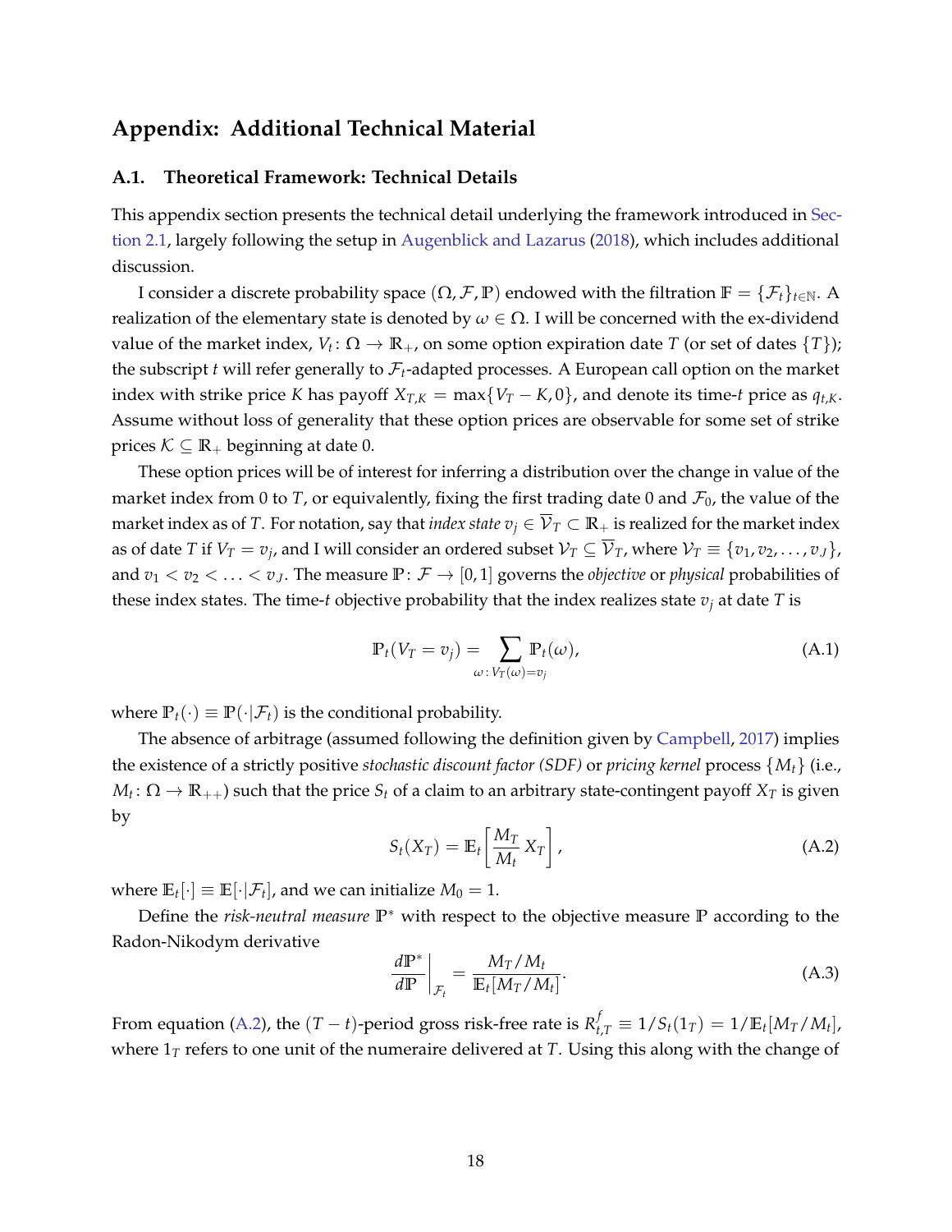## Appendix: Additional Technical Material

### A.1. Theoretical Framework: Technical Details

This appendix section presents the technical detail underlying the framework introduced in Section 2.1, largely following the setup in Augenblick and Lazarus (2018), which includes additional discussion.

I consider a discrete probability space $(\Omega, \mathcal{F}, \mathbb{P})$ endowed with the filtration $\mathbb{F} = \{\mathcal{F}_t\}_{t \in \mathbb{N}}$. A realization of the elementary state is denoted by $\omega \in \Omega$. I will be concerned with the ex-dividend value of the market index, $V_t \colon \Omega \to \mathbb{R}_+$, on some option expiration date $T$ (or set of dates $\{T\}$); the subscript $t$ will refer generally to $\mathcal{F}_t$-adapted processes. A European call option on the market index with strike price $K$ has payoff $X_{T,K} = \max\{V_T - K, 0\}$, and denote its time-$t$ price as $q_{t,K}$. Assume without loss of generality that these option prices are observable for some set of strike prices $\mathcal{K} \subseteq \mathbb{R}_+$ beginning at date 0.

These option prices will be of interest for inferring a distribution over the change in value of the market index from 0 to $T$, or equivalently, fixing the first trading date 0 and $\mathcal{F}_0$, the value of the market index as of $T$. For notation, say that *index state* $v_j \in \overline{\mathcal{V}}_T \subset \mathbb{R}_+$ is realized for the market index as of date $T$ if $V_T = v_j$, and I will consider an ordered subset $\mathcal{V}_T \subseteq \overline{\mathcal{V}}_T$, where $\mathcal{V}_T \equiv \{v_1, v_2, \ldots, v_J\}$, and $v_1 < v_2 < \ldots < v_J$. The measure $\mathbb{P} \colon \mathcal{F} \to [0, 1]$ governs the *objective* or *physical* probabilities of these index states. The time-$t$ objective probability that the index realizes state $v_j$ at date $T$ is

$$\mathbb{P}_t(V_T = v_j) = \sum_{\omega \colon V_T(\omega) = v_j} \mathbb{P}_t(\omega), \tag{A.1}$$

where $\mathbb{P}_t(\cdot) \equiv \mathbb{P}(\cdot | \mathcal{F}_t)$ is the conditional probability.

The absence of arbitrage (assumed following the definition given by Campbell, 2017) implies the existence of a strictly positive *stochastic discount factor (SDF)* or *pricing kernel* process $\{M_t\}$ (i.e., $M_t \colon \Omega \to \mathbb{R}_{++}$) such that the price $S_t$ of a claim to an arbitrary state-contingent payoff $X_T$ is given by

$$S_t(X_T) = \mathbb{E}_t\left[\frac{M_T}{M_t} X_T\right], \tag{A.2}$$

where $\mathbb{E}_t[\cdot] \equiv \mathbb{E}[\cdot | \mathcal{F}_t]$, and we can initialize $M_0 = 1$.

Define the *risk-neutral measure* $\mathbb{P}^*$ with respect to the objective measure $\mathbb{P}$ according to the Radon-Nikodym derivative

$$\left.\frac{d\mathbb{P}^*}{d\mathbb{P}}\right|_{\mathcal{F}_t} = \frac{M_T/M_t}{\mathbb{E}_t[M_T/M_t]}. \tag{A.3}$$

From equation (A.2), the $(T-t)$-period gross risk-free rate is $R^f_{t,T} \equiv 1/S_t(1_T) = 1/\mathbb{E}_t[M_T/M_t]$, where $1_T$ refers to one unit of the numeraire delivered at $T$. Using this along with the change of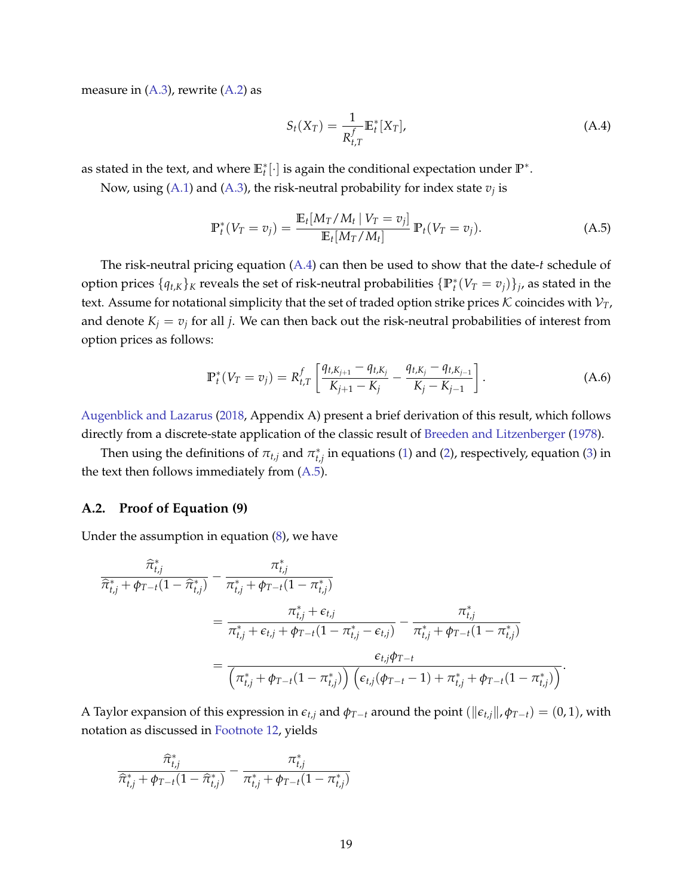measure in (A.3), rewrite (A.2) as

$$S_t(X_T) = \frac{1}{R^f_{t,T}} \mathbb{E}^*_t[X_T], \tag{A.4}$$

as stated in the text, and where $\mathbb{E}^*_t[\cdot]$ is again the conditional expectation under $\mathbb{P}^*$.

Now, using (A.1) and (A.3), the risk-neutral probability for index state $v_j$ is

$$\mathbb{P}^*_t(V_T = v_j) = \frac{\mathbb{E}_t[M_T/M_t \mid V_T = v_j]}{\mathbb{E}_t[M_T/M_t]} \, \mathbb{P}_t(V_T = v_j). \tag{A.5}$$

The risk-neutral pricing equation (A.4) can then be used to show that the date-$t$ schedule of option prices $\{q_{t,K}\}_K$ reveals the set of risk-neutral probabilities $\{\mathbb{P}^*_t(V_T = v_j)\}_j$, as stated in the text. Assume for notational simplicity that the set of traded option strike prices $\mathcal{K}$ coincides with $\mathcal{V}_T$, and denote $K_j = v_j$ for all $j$. We can then back out the risk-neutral probabilities of interest from option prices as follows:

$$\mathbb{P}^*_t(V_T = v_j) = R^f_{t,T} \left[ \frac{q_{t,K_{j+1}} - q_{t,K_j}}{K_{j+1} - K_j} - \frac{q_{t,K_j} - q_{t,K_{j-1}}}{K_j - K_{j-1}} \right]. \tag{A.6}$$

Augenblick and Lazarus (2018, Appendix A) present a brief derivation of this result, which follows directly from a discrete-state application of the classic result of Breeden and Litzenberger (1978).

Then using the definitions of $\pi_{t,j}$ and $\pi^*_{t,j}$ in equations (1) and (2), respectively, equation (3) in the text then follows immediately from (A.5).

## A.2. Proof of Equation (9)

Under the assumption in equation (8), we have

$$\begin{aligned}
\frac{\widehat{\pi}^*_{t,j}}{\widehat{\pi}^*_{t,j} + \phi_{T-t}(1 - \widehat{\pi}^*_{t,j})} &- \frac{\pi^*_{t,j}}{\pi^*_{t,j} + \phi_{T-t}(1 - \pi^*_{t,j})} \\
&= \frac{\pi^*_{t,j} + \epsilon_{t,j}}{\pi^*_{t,j} + \epsilon_{t,j} + \phi_{T-t}(1 - \pi^*_{t,j} - \epsilon_{t,j})} - \frac{\pi^*_{t,j}}{\pi^*_{t,j} + \phi_{T-t}(1 - \pi^*_{t,j})} \\
&= \frac{\epsilon_{t,j}\phi_{T-t}}{\left(\pi^*_{t,j} + \phi_{T-t}(1 - \pi^*_{t,j})\right)\left(\epsilon_{t,j}(\phi_{T-t} - 1) + \pi^*_{t,j} + \phi_{T-t}(1 - \pi^*_{t,j})\right)}.
\end{aligned}$$

A Taylor expansion of this expression in $\epsilon_{t,j}$ and $\phi_{T-t}$ around the point $(\|\epsilon_{t,j}\|, \phi_{T-t}) = (0, 1)$, with notation as discussed in Footnote 12, yields

$$\frac{\widehat{\pi}^*_{t,j}}{\widehat{\pi}^*_{t,j} + \phi_{T-t}(1 - \widehat{\pi}^*_{t,j})} - \frac{\pi^*_{t,j}}{\pi^*_{t,j} + \phi_{T-t}(1 - \pi^*_{t,j})}$$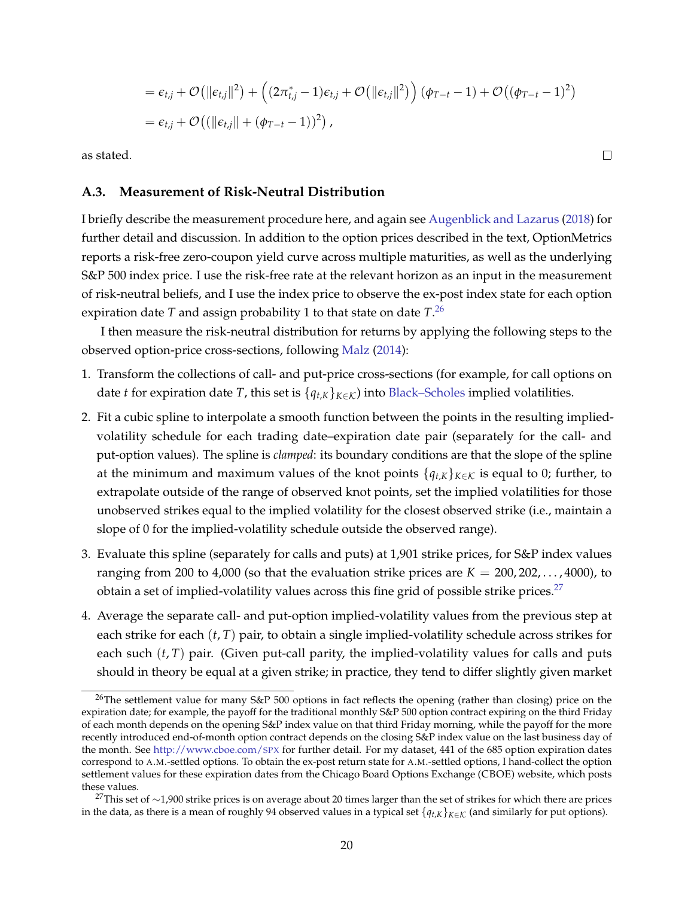$$= \epsilon_{t,j} + \mathcal{O}\left(\|\epsilon_{t,j}\|^2\right) + \left((2\pi^*_{t,j} - 1)\epsilon_{t,j} + \mathcal{O}\left(\|\epsilon_{t,j}\|^2\right)\right)(\phi_{T-t} - 1) + \mathcal{O}\left((\phi_{T-t} - 1)^2\right)$$

$$= \epsilon_{t,j} + \mathcal{O}\left((\|\epsilon_{t,j}\| + (\phi_{T-t} - 1))^2\right),$$

as stated. □

### A.3. Measurement of Risk-Neutral Distribution

I briefly describe the measurement procedure here, and again see Augenblick and Lazarus (2018) for further detail and discussion. In addition to the option prices described in the text, OptionMetrics reports a risk-free zero-coupon yield curve across multiple maturities, as well as the underlying S&P 500 index price. I use the risk-free rate at the relevant horizon as an input in the measurement of risk-neutral beliefs, and I use the index price to observe the ex-post index state for each option expiration date $T$ and assign probability 1 to that state on date $T$.[26]

I then measure the risk-neutral distribution for returns by applying the following steps to the observed option-price cross-sections, following Malz (2014):

1. Transform the collections of call- and put-price cross-sections (for example, for call options on date $t$ for expiration date $T$, this set is $\{q_{t,K}\}_{K\in\mathcal{K}}$) into Black–Scholes implied volatilities.
2. Fit a cubic spline to interpolate a smooth function between the points in the resulting implied-volatility schedule for each trading date–expiration date pair (separately for the call- and put-option values). The spline is *clamped*: its boundary conditions are that the slope of the spline at the minimum and maximum values of the knot points $\{q_{t,K}\}_{K\in\mathcal{K}}$ is equal to 0; further, to extrapolate outside of the range of observed knot points, set the implied volatilities for those unobserved strikes equal to the implied volatility for the closest observed strike (i.e., maintain a slope of 0 for the implied-volatility schedule outside the observed range).
3. Evaluate this spline (separately for calls and puts) at 1,901 strike prices, for S&P index values ranging from 200 to 4,000 (so that the evaluation strike prices are $K = 200, 202, \ldots, 4000$), to obtain a set of implied-volatility values across this fine grid of possible strike prices.[27]
4. Average the separate call- and put-option implied-volatility values from the previous step at each strike for each $(t, T)$ pair, to obtain a single implied-volatility schedule across strikes for each such $(t, T)$ pair. (Given put-call parity, the implied-volatility values for calls and puts should in theory be equal at a given strike; in practice, they tend to differ slightly given market

[26] The settlement value for many S&P 500 options in fact reflects the opening (rather than closing) price on the expiration date; for example, the payoff for the traditional monthly S&P 500 option contract expiring on the third Friday of each month depends on the opening S&P index value on that third Friday morning, while the payoff for the more recently introduced end-of-month option contract depends on the closing S&P index value on the last business day of the month. See http://www.cboe.com/SPX for further detail. For my dataset, 441 of the 685 option expiration dates correspond to A.M.-settled options. To obtain the ex-post return state for A.M.-settled options, I hand-collect the option settlement values for these expiration dates from the Chicago Board Options Exchange (CBOE) website, which posts these values.

[27] This set of ∼1,900 strike prices is on average about 20 times larger than the set of strikes for which there are prices in the data, as there is a mean of roughly 94 observed values in a typical set $\{q_{t,K}\}_{K\in\mathcal{K}}$ (and similarly for put options).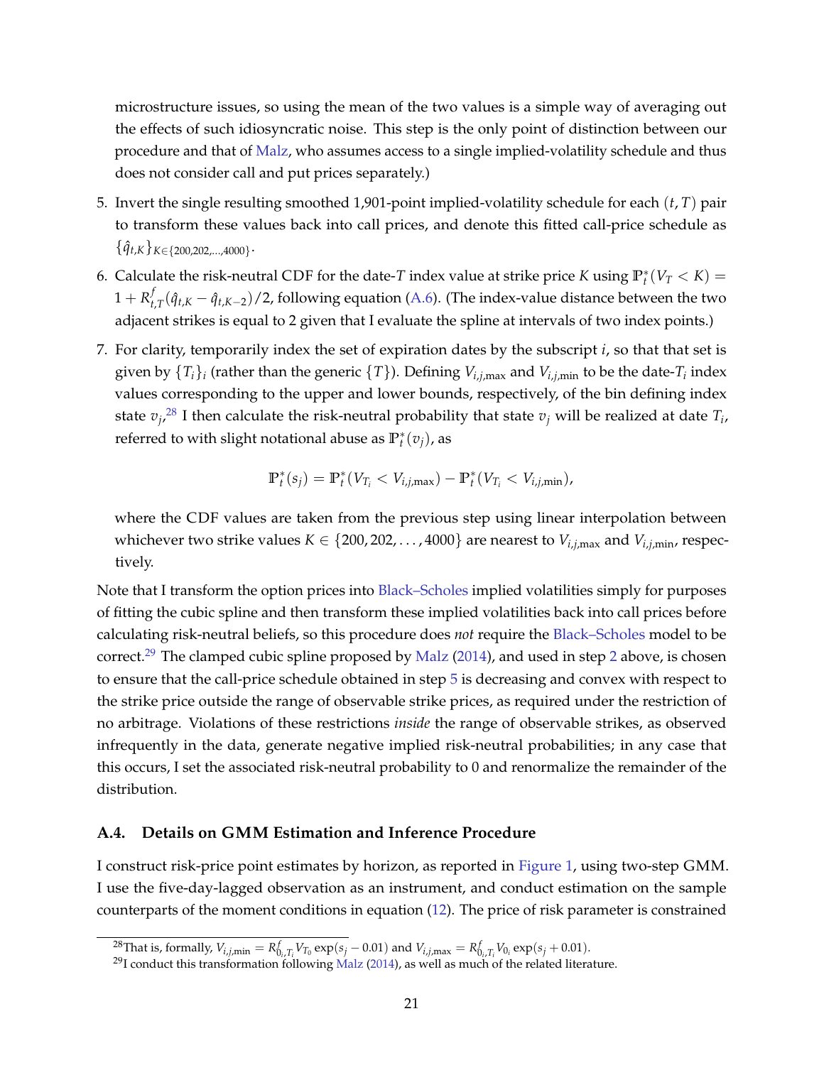microstructure issues, so using the mean of the two values is a simple way of averaging out the effects of such idiosyncratic noise. This step is the only point of distinction between our procedure and that of Malz, who assumes access to a single implied-volatility schedule and thus does not consider call and put prices separately.)

5. Invert the single resulting smoothed 1,901-point implied-volatility schedule for each $(t, T)$ pair to transform these values back into call prices, and denote this fitted call-price schedule as $\{\hat{q}_{t,K}\}_{K\in\{200,202,\ldots,4000\}}$.

6. Calculate the risk-neutral CDF for the date-$T$ index value at strike price $K$ using $\mathbb{P}^*_t(V_T < K) = 1 + R^f_{t,T}(\hat{q}_{t,K} - \hat{q}_{t,K-2})/2$, following equation (A.6). (The index-value distance between the two adjacent strikes is equal to 2 given that I evaluate the spline at intervals of two index points.)

7. For clarity, temporarily index the set of expiration dates by the subscript $i$, so that that set is given by $\{T_i\}_i$ (rather than the generic $\{T\}$). Defining $V_{i,j,\max}$ and $V_{i,j,\min}$ to be the date-$T_i$ index values corresponding to the upper and lower bounds, respectively, of the bin defining index state $v_j$,[28] I then calculate the risk-neutral probability that state $v_j$ will be realized at date $T_i$, referred to with slight notational abuse as $\mathbb{P}^*_t(v_j)$, as

$$\mathbb{P}^*_t(s_j) = \mathbb{P}^*_t(V_{T_i} < V_{i,j,\max}) - \mathbb{P}^*_t(V_{T_i} < V_{i,j,\min}),$$

where the CDF values are taken from the previous step using linear interpolation between whichever two strike values $K \in \{200, 202, \ldots, 4000\}$ are nearest to $V_{i,j,\max}$ and $V_{i,j,\min}$, respectively.

Note that I transform the option prices into Black–Scholes implied volatilities simply for purposes of fitting the cubic spline and then transform these implied volatilities back into call prices before calculating risk-neutral beliefs, so this procedure does *not* require the Black–Scholes model to be correct.[29] The clamped cubic spline proposed by Malz (2014), and used in step 2 above, is chosen to ensure that the call-price schedule obtained in step 5 is decreasing and convex with respect to the strike price outside the range of observable strike prices, as required under the restriction of no arbitrage. Violations of these restrictions *inside* the range of observable strikes, as observed infrequently in the data, generate negative implied risk-neutral probabilities; in any case that this occurs, I set the associated risk-neutral probability to 0 and renormalize the remainder of the distribution.

### A.4. Details on GMM Estimation and Inference Procedure

I construct risk-price point estimates by horizon, as reported in Figure 1, using two-step GMM. I use the five-day-lagged observation as an instrument, and conduct estimation on the sample counterparts of the moment conditions in equation (12). The price of risk parameter is constrained

[28] That is, formally, $V_{i,j,\min} = R^f_{0_i,T_i} V_{T_0} \exp(s_j - 0.01)$ and $V_{i,j,\max} = R^f_{0_i,T_i} V_{0_i} \exp(s_j + 0.01)$.

[29] I conduct this transformation following Malz (2014), as well as much of the related literature.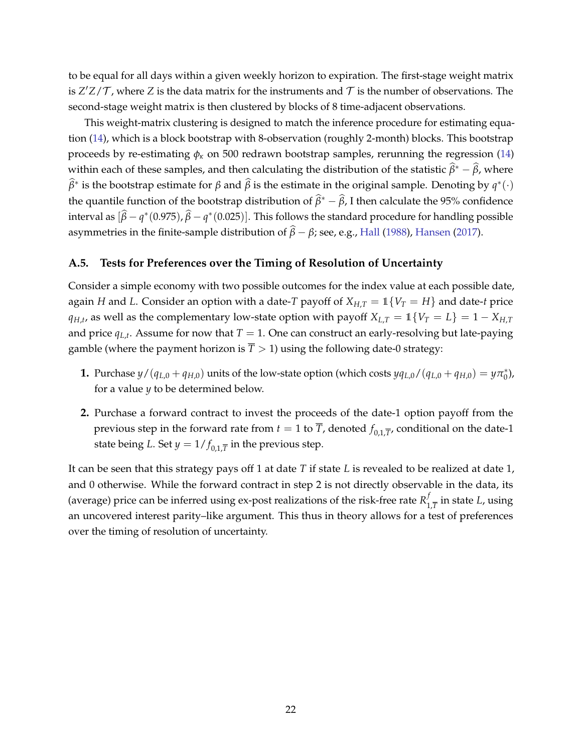to be equal for all days within a given weekly horizon to expiration. The first-stage weight matrix is $Z'Z/\mathcal{T}$, where $Z$ is the data matrix for the instruments and $\mathcal{T}$ is the number of observations. The second-stage weight matrix is then clustered by blocks of 8 time-adjacent observations.

This weight-matrix clustering is designed to match the inference procedure for estimating equation (14), which is a block bootstrap with 8-observation (roughly 2-month) blocks. This bootstrap proceeds by re-estimating $\phi_\kappa$ on 500 redrawn bootstrap samples, rerunning the regression (14) within each of these samples, and then calculating the distribution of the statistic $\widehat{\beta}^* - \widehat{\beta}$, where $\widehat{\beta}^*$ is the bootstrap estimate for $\beta$ and $\widehat{\beta}$ is the estimate in the original sample. Denoting by $q^*(\cdot)$ the quantile function of the bootstrap distribution of $\widehat{\beta}^* - \widehat{\beta}$, I then calculate the 95% confidence interval as $[\widehat{\beta} - q^*(0.975), \widehat{\beta} - q^*(0.025)]$. This follows the standard procedure for handling possible asymmetries in the finite-sample distribution of $\widehat{\beta} - \beta$; see, e.g., Hall (1988), Hansen (2017).

### A.5. Tests for Preferences over the Timing of Resolution of Uncertainty

Consider a simple economy with two possible outcomes for the index value at each possible date, again $H$ and $L$. Consider an option with a date-$T$ payoff of $X_{H,T} = \mathbb{1}\{V_T = H\}$ and date-$t$ price $q_{H,t}$, as well as the complementary low-state option with payoff $X_{L,T} = \mathbb{1}\{V_T = L\} = 1 - X_{H,T}$ and price $q_{L,t}$. Assume for now that $T = 1$. One can construct an early-resolving but late-paying gamble (where the payment horizon is $\overline{T} > 1$) using the following date-0 strategy:

1. Purchase $y/(q_{L,0} + q_{H,0})$ units of the low-state option (which costs $yq_{L,0}/(q_{L,0} + q_{H,0}) = y\pi_0^*$), for a value $y$ to be determined below.

2. Purchase a forward contract to invest the proceeds of the date-1 option payoff from the previous step in the forward rate from $t = 1$ to $\overline{T}$, denoted $f_{0,1,\overline{T}}$, conditional on the date-1 state being $L$. Set $y = 1/f_{0,1,\overline{T}}$ in the previous step.

It can be seen that this strategy pays off 1 at date $T$ if state $L$ is revealed to be realized at date 1, and 0 otherwise. While the forward contract in step 2 is not directly observable in the data, its (average) price can be inferred using ex-post realizations of the risk-free rate $R^f_{1,\overline{T}}$ in state $L$, using an uncovered interest parity–like argument. This thus in theory allows for a test of preferences over the timing of resolution of uncertainty.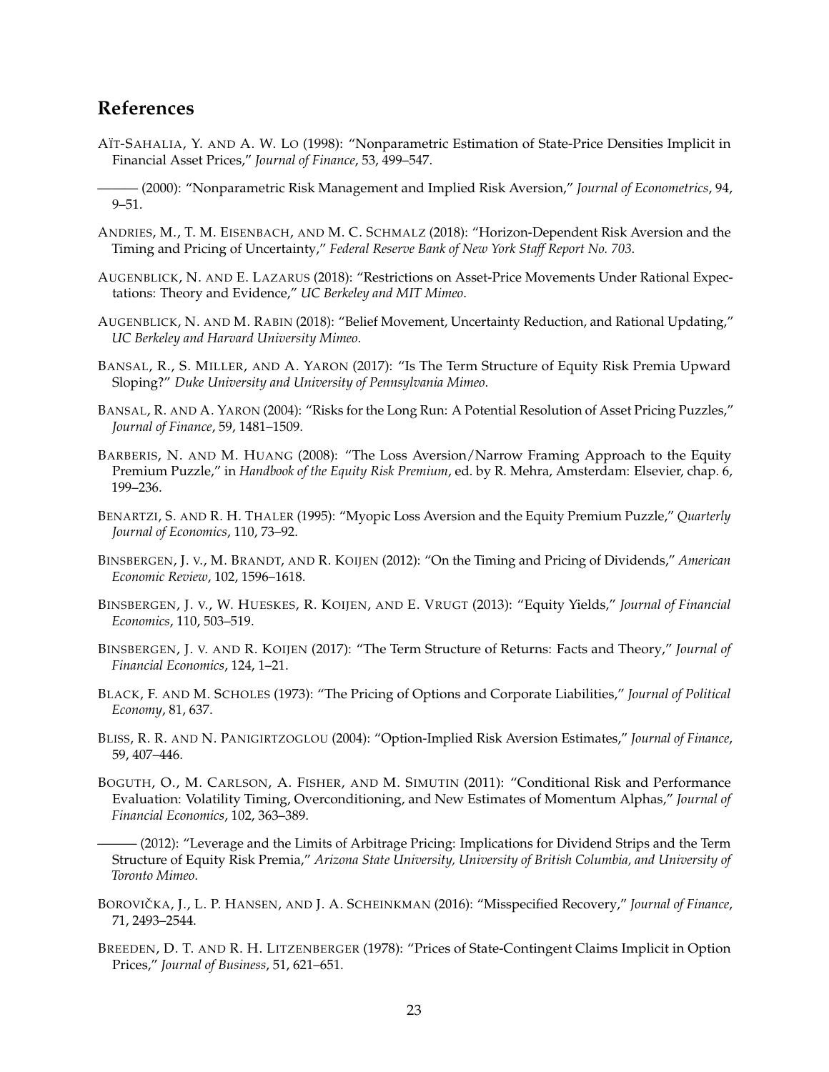## References

AÏT-SAHALIA, Y. AND A. W. LO (1998): "Nonparametric Estimation of State-Price Densities Implicit in Financial Asset Prices," *Journal of Finance*, 53, 499–547.

——— (2000): "Nonparametric Risk Management and Implied Risk Aversion," *Journal of Econometrics*, 94, 9–51.

ANDRIES, M., T. M. EISENBACH, AND M. C. SCHMALZ (2018): "Horizon-Dependent Risk Aversion and the Timing and Pricing of Uncertainty," *Federal Reserve Bank of New York Staff Report No. 703*.

AUGENBLICK, N. AND E. LAZARUS (2018): "Restrictions on Asset-Price Movements Under Rational Expectations: Theory and Evidence," *UC Berkeley and MIT Mimeo*.

AUGENBLICK, N. AND M. RABIN (2018): "Belief Movement, Uncertainty Reduction, and Rational Updating," *UC Berkeley and Harvard University Mimeo*.

BANSAL, R., S. MILLER, AND A. YARON (2017): "Is The Term Structure of Equity Risk Premia Upward Sloping?" *Duke University and University of Pennsylvania Mimeo*.

BANSAL, R. AND A. YARON (2004): "Risks for the Long Run: A Potential Resolution of Asset Pricing Puzzles," *Journal of Finance*, 59, 1481–1509.

BARBERIS, N. AND M. HUANG (2008): "The Loss Aversion/Narrow Framing Approach to the Equity Premium Puzzle," in *Handbook of the Equity Risk Premium*, ed. by R. Mehra, Amsterdam: Elsevier, chap. 6, 199–236.

BENARTZI, S. AND R. H. THALER (1995): "Myopic Loss Aversion and the Equity Premium Puzzle," *Quarterly Journal of Economics*, 110, 73–92.

BINSBERGEN, J. V., M. BRANDT, AND R. KOIJEN (2012): "On the Timing and Pricing of Dividends," *American Economic Review*, 102, 1596–1618.

BINSBERGEN, J. V., W. HUESKES, R. KOIJEN, AND E. VRUGT (2013): "Equity Yields," *Journal of Financial Economics*, 110, 503–519.

BINSBERGEN, J. V. AND R. KOIJEN (2017): "The Term Structure of Returns: Facts and Theory," *Journal of Financial Economics*, 124, 1–21.

BLACK, F. AND M. SCHOLES (1973): "The Pricing of Options and Corporate Liabilities," *Journal of Political Economy*, 81, 637.

BLISS, R. R. AND N. PANIGIRTZOGLOU (2004): "Option-Implied Risk Aversion Estimates," *Journal of Finance*, 59, 407–446.

BOGUTH, O., M. CARLSON, A. FISHER, AND M. SIMUTIN (2011): "Conditional Risk and Performance Evaluation: Volatility Timing, Overconditioning, and New Estimates of Momentum Alphas," *Journal of Financial Economics*, 102, 363–389.

——— (2012): "Leverage and the Limits of Arbitrage Pricing: Implications for Dividend Strips and the Term Structure of Equity Risk Premia," *Arizona State University, University of British Columbia, and University of Toronto Mimeo*.

BOROVIČKA, J., L. P. HANSEN, AND J. A. SCHEINKMAN (2016): "Misspecified Recovery," *Journal of Finance*, 71, 2493–2544.

BREEDEN, D. T. AND R. H. LITZENBERGER (1978): "Prices of State-Contingent Claims Implicit in Option Prices," *Journal of Business*, 51, 621–651.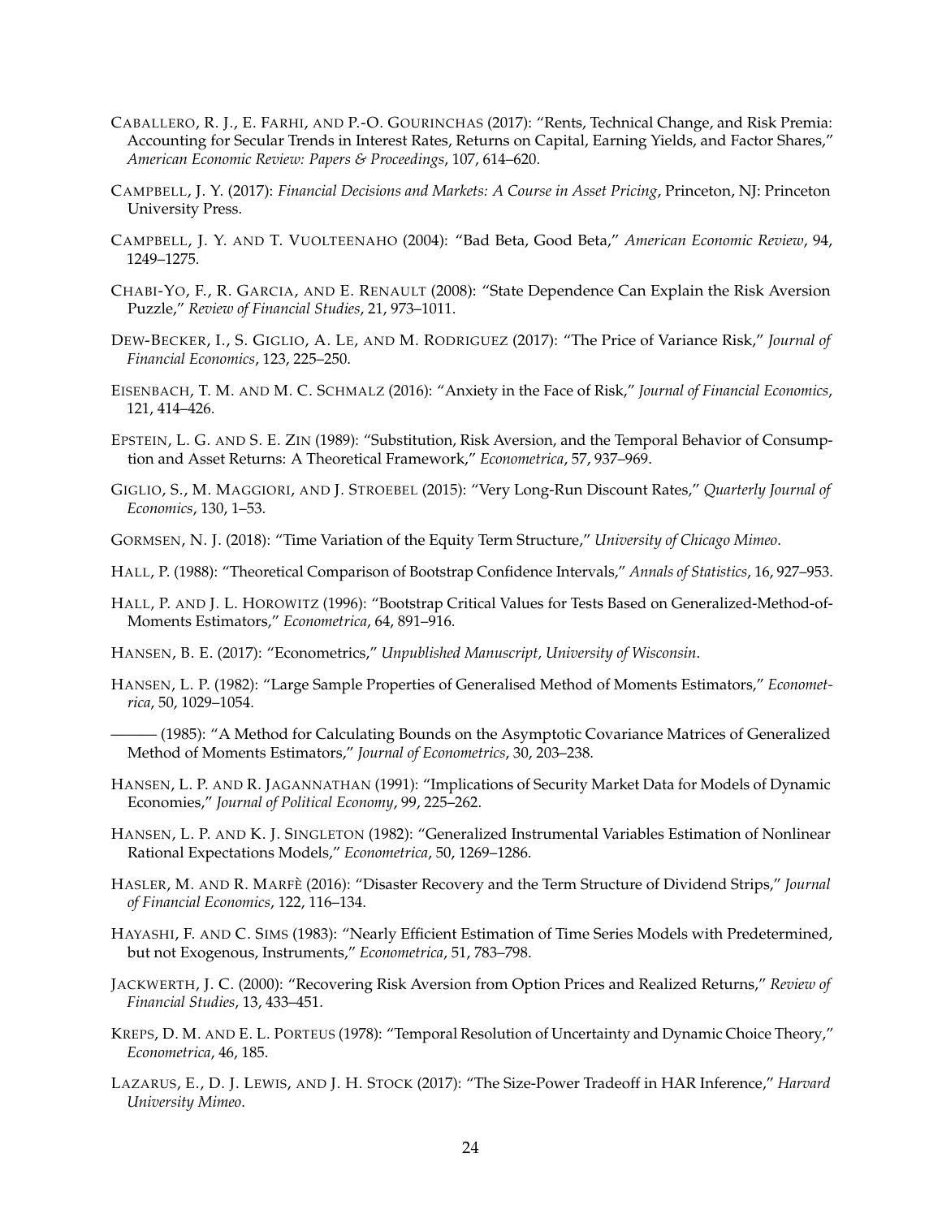Caballero, R. J., E. Farhi, and P.-O. Gourinchas (2017): "Rents, Technical Change, and Risk Premia: Accounting for Secular Trends in Interest Rates, Returns on Capital, Earning Yields, and Factor Shares," *American Economic Review: Papers & Proceedings*, 107, 614–620.

Campbell, J. Y. (2017): *Financial Decisions and Markets: A Course in Asset Pricing*, Princeton, NJ: Princeton University Press.

Campbell, J. Y. and T. Vuolteenaho (2004): "Bad Beta, Good Beta," *American Economic Review*, 94, 1249–1275.

Chabi-Yo, F., R. Garcia, and E. Renault (2008): "State Dependence Can Explain the Risk Aversion Puzzle," *Review of Financial Studies*, 21, 973–1011.

Dew-Becker, I., S. Giglio, A. Le, and M. Rodriguez (2017): "The Price of Variance Risk," *Journal of Financial Economics*, 123, 225–250.

Eisenbach, T. M. and M. C. Schmalz (2016): "Anxiety in the Face of Risk," *Journal of Financial Economics*, 121, 414–426.

Epstein, L. G. and S. E. Zin (1989): "Substitution, Risk Aversion, and the Temporal Behavior of Consumption and Asset Returns: A Theoretical Framework," *Econometrica*, 57, 937–969.

Giglio, S., M. Maggiori, and J. Stroebel (2015): "Very Long-Run Discount Rates," *Quarterly Journal of Economics*, 130, 1–53.

Gormsen, N. J. (2018): "Time Variation of the Equity Term Structure," *University of Chicago Mimeo*.

Hall, P. (1988): "Theoretical Comparison of Bootstrap Confidence Intervals," *Annals of Statistics*, 16, 927–953.

Hall, P. and J. L. Horowitz (1996): "Bootstrap Critical Values for Tests Based on Generalized-Method-of-Moments Estimators," *Econometrica*, 64, 891–916.

Hansen, B. E. (2017): "Econometrics," *Unpublished Manuscript, University of Wisconsin*.

Hansen, L. P. (1982): "Large Sample Properties of Generalised Method of Moments Estimators," *Econometrica*, 50, 1029–1054.

——— (1985): "A Method for Calculating Bounds on the Asymptotic Covariance Matrices of Generalized Method of Moments Estimators," *Journal of Econometrics*, 30, 203–238.

Hansen, L. P. and R. Jagannathan (1991): "Implications of Security Market Data for Models of Dynamic Economies," *Journal of Political Economy*, 99, 225–262.

Hansen, L. P. and K. J. Singleton (1982): "Generalized Instrumental Variables Estimation of Nonlinear Rational Expectations Models," *Econometrica*, 50, 1269–1286.

Hasler, M. and R. Marfè (2016): "Disaster Recovery and the Term Structure of Dividend Strips," *Journal of Financial Economics*, 122, 116–134.

Hayashi, F. and C. Sims (1983): "Nearly Efficient Estimation of Time Series Models with Predetermined, but not Exogenous, Instruments," *Econometrica*, 51, 783–798.

Jackwerth, J. C. (2000): "Recovering Risk Aversion from Option Prices and Realized Returns," *Review of Financial Studies*, 13, 433–451.

Kreps, D. M. and E. L. Porteus (1978): "Temporal Resolution of Uncertainty and Dynamic Choice Theory," *Econometrica*, 46, 185.

Lazarus, E., D. J. Lewis, and J. H. Stock (2017): "The Size-Power Tradeoff in HAR Inference," *Harvard University Mimeo*.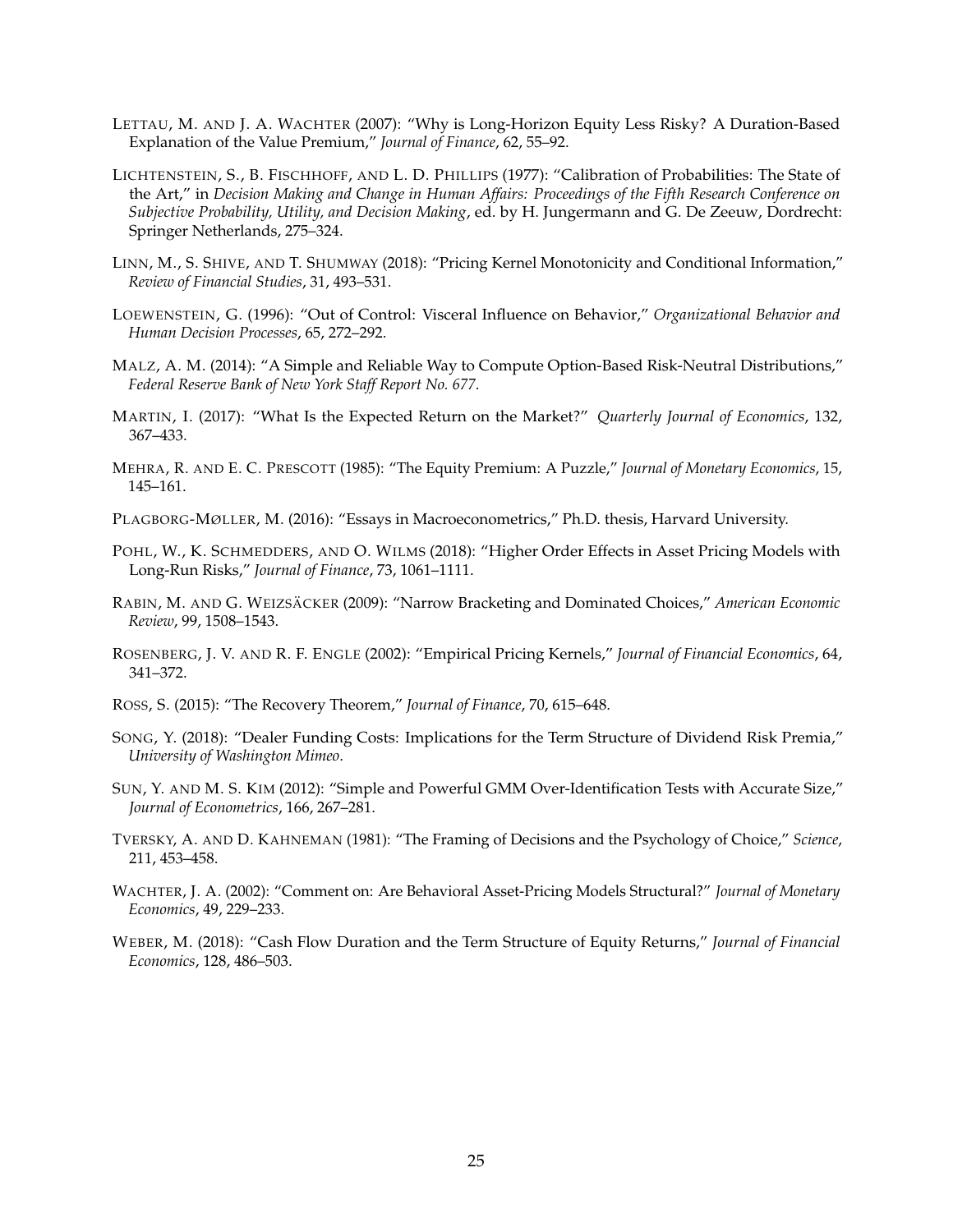LETTAU, M. AND J. A. WACHTER (2007): "Why is Long-Horizon Equity Less Risky? A Duration-Based Explanation of the Value Premium," *Journal of Finance*, 62, 55–92.

LICHTENSTEIN, S., B. FISCHHOFF, AND L. D. PHILLIPS (1977): "Calibration of Probabilities: The State of the Art," in *Decision Making and Change in Human Affairs: Proceedings of the Fifth Research Conference on Subjective Probability, Utility, and Decision Making*, ed. by H. Jungermann and G. De Zeeuw, Dordrecht: Springer Netherlands, 275–324.

LINN, M., S. SHIVE, AND T. SHUMWAY (2018): "Pricing Kernel Monotonicity and Conditional Information," *Review of Financial Studies*, 31, 493–531.

LOEWENSTEIN, G. (1996): "Out of Control: Visceral Influence on Behavior," *Organizational Behavior and Human Decision Processes*, 65, 272–292.

MALZ, A. M. (2014): "A Simple and Reliable Way to Compute Option-Based Risk-Neutral Distributions," *Federal Reserve Bank of New York Staff Report No. 677*.

MARTIN, I. (2017): "What Is the Expected Return on the Market?" *Quarterly Journal of Economics*, 132, 367–433.

MEHRA, R. AND E. C. PRESCOTT (1985): "The Equity Premium: A Puzzle," *Journal of Monetary Economics*, 15, 145–161.

PLAGBORG-MØLLER, M. (2016): "Essays in Macroeconometrics," Ph.D. thesis, Harvard University.

POHL, W., K. SCHMEDDERS, AND O. WILMS (2018): "Higher Order Effects in Asset Pricing Models with Long-Run Risks," *Journal of Finance*, 73, 1061–1111.

RABIN, M. AND G. WEIZSÄCKER (2009): "Narrow Bracketing and Dominated Choices," *American Economic Review*, 99, 1508–1543.

ROSENBERG, J. V. AND R. F. ENGLE (2002): "Empirical Pricing Kernels," *Journal of Financial Economics*, 64, 341–372.

ROSS, S. (2015): "The Recovery Theorem," *Journal of Finance*, 70, 615–648.

SONG, Y. (2018): "Dealer Funding Costs: Implications for the Term Structure of Dividend Risk Premia," *University of Washington Mimeo*.

SUN, Y. AND M. S. KIM (2012): "Simple and Powerful GMM Over-Identification Tests with Accurate Size," *Journal of Econometrics*, 166, 267–281.

TVERSKY, A. AND D. KAHNEMAN (1981): "The Framing of Decisions and the Psychology of Choice," *Science*, 211, 453–458.

WACHTER, J. A. (2002): "Comment on: Are Behavioral Asset-Pricing Models Structural?" *Journal of Monetary Economics*, 49, 229–233.

WEBER, M. (2018): "Cash Flow Duration and the Term Structure of Equity Returns," *Journal of Financial Economics*, 128, 486–503.